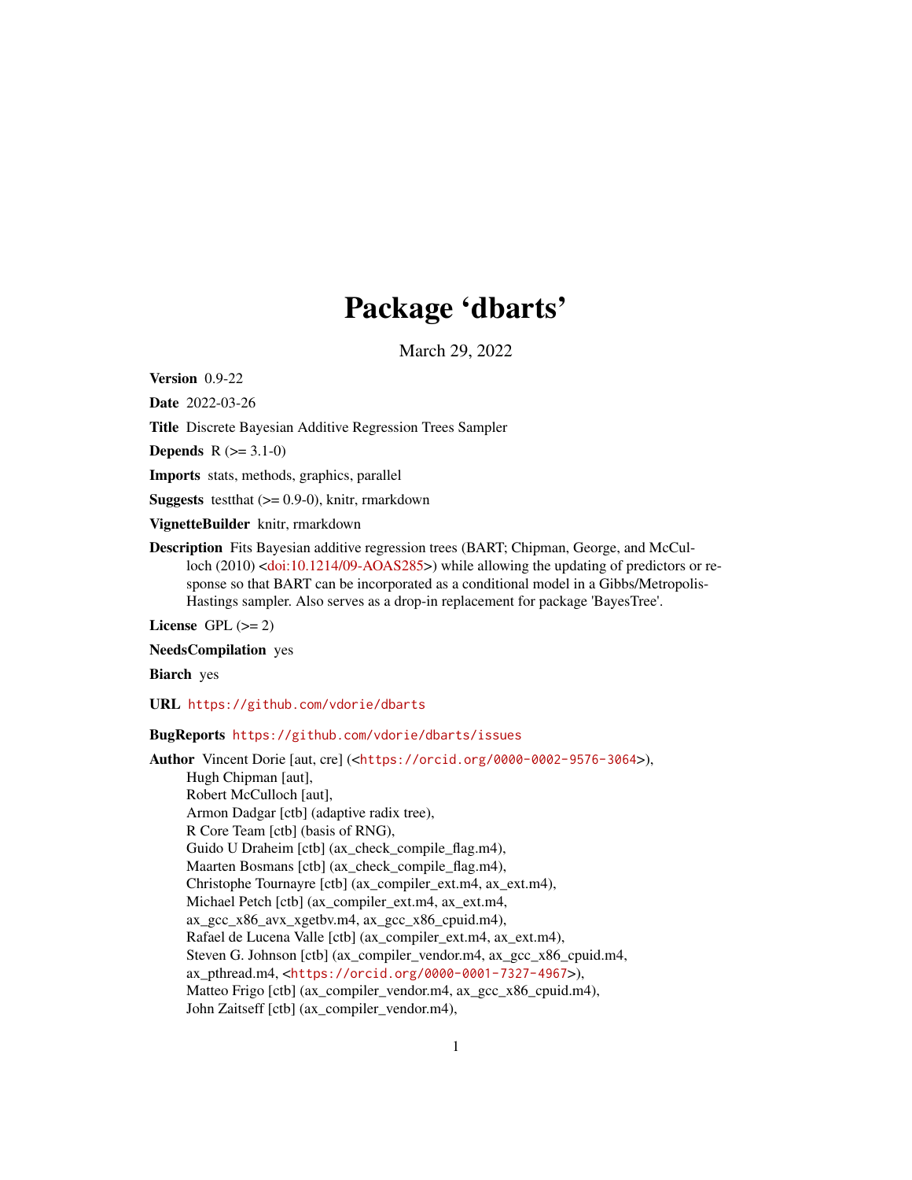# Package 'dbarts'

March 29, 2022

**Version** 0.9-22

**Date** 2022-03-26

**Title** Discrete Bayesian Additive Regression Trees Sampler

**Depends** R (>= 3.1-0)

**Imports** stats, methods, graphics, parallel

**Suggests** testthat (>= 0.9-0), knitr, rmarkdown

**VignetteBuilder** knitr, rmarkdown

**Description** Fits Bayesian additive regression trees (BART; Chipman, George, and McCulloch (2010) <doi:10.1214/09-AOAS285>) while allowing the updating of predictors or response so that BART can be incorporated as a conditional model in a Gibbs/Metropolis-Hastings sampler. Also serves as a drop-in replacement for package 'BayesTree'.

**License** GPL (>= 2)

**NeedsCompilation** yes

**Biarch** yes

**URL** https://github.com/vdorie/dbarts

**BugReports** https://github.com/vdorie/dbarts/issues

**Author** Vincent Dorie [aut, cre] (<https://orcid.org/0000-0002-9576-3064>),
Hugh Chipman [aut],
Robert McCulloch [aut],
Armon Dadgar [ctb] (adaptive radix tree),
R Core Team [ctb] (basis of RNG),
Guido U Draheim [ctb] (ax_check_compile_flag.m4),
Maarten Bosmans [ctb] (ax_check_compile_flag.m4),
Christophe Tournayre [ctb] (ax_compiler_ext.m4, ax_ext.m4),
Michael Petch [ctb] (ax_compiler_ext.m4, ax_ext.m4,
ax_gcc_x86_avx_xgetbv.m4, ax_gcc_x86_cpuid.m4),
Rafael de Lucena Valle [ctb] (ax_compiler_ext.m4, ax_ext.m4),
Steven G. Johnson [ctb] (ax_compiler_vendor.m4, ax_gcc_x86_cpuid.m4,
ax_pthread.m4, <https://orcid.org/0000-0001-7327-4967>),
Matteo Frigo [ctb] (ax_compiler_vendor.m4, ax_gcc_x86_cpuid.m4),
John Zaitseff [ctb] (ax_compiler_vendor.m4),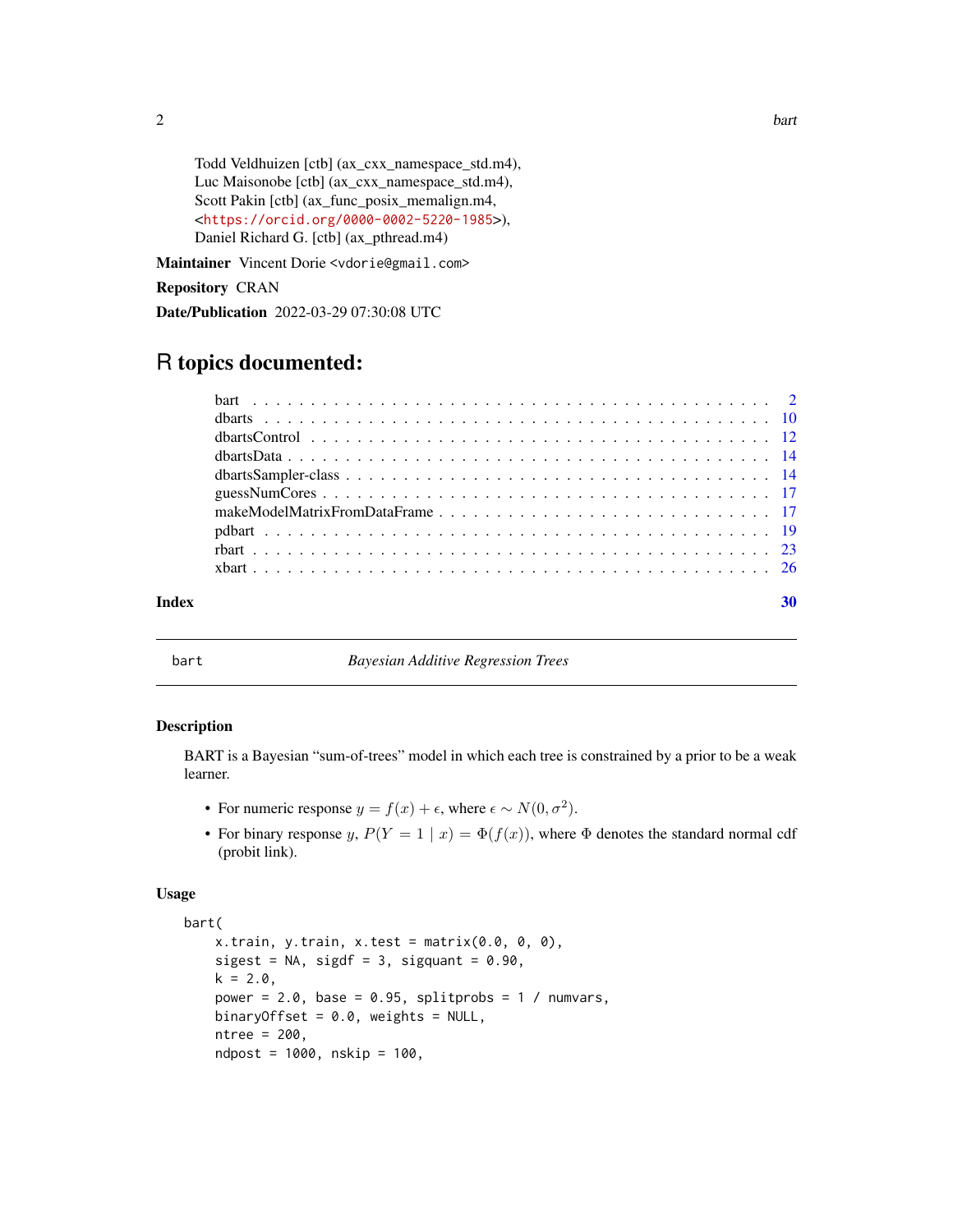Todd Veldhuizen [ctb] (ax_cxx_namespace_std.m4),
Luc Maisonobe [ctb] (ax_cxx_namespace_std.m4),
Scott Pakin [ctb] (ax_func_posix_memalign.m4,
<https://orcid.org/0000-0002-5220-1985>),
Daniel Richard G. [ctb] (ax_pthread.m4)

**Maintainer** Vincent Dorie <vdorie@gmail.com>

**Repository** CRAN

**Date/Publication** 2022-03-29 07:30:08 UTC

# R topics documented:

- bart . . . 2
- dbarts . . . 10
- dbartsControl . . . 12
- dbartsData . . . 14
- dbartsSampler-class . . . 14
- guessNumCores . . . 17
- makeModelMatrixFromDataFrame . . . 17
- pdbart . . . 19
- rbart . . . 23
- xbart . . . 26

**Index** 30

---

## bart — *Bayesian Additive Regression Trees*

### Description

BART is a Bayesian "sum-of-trees" model in which each tree is constrained by a prior to be a weak learner.

- For numeric response $y = f(x) + \epsilon$, where $\epsilon \sim N(0, \sigma^2)$.
- For binary response $y$, $P(Y = 1 \mid x) = \Phi(f(x))$, where $\Phi$ denotes the standard normal cdf (probit link).

### Usage

```
bart(
    x.train, y.train, x.test = matrix(0.0, 0, 0),
    sigest = NA, sigdf = 3, sigquant = 0.90,
    k = 2.0,
    power = 2.0, base = 0.95, splitprobs = 1 / numvars,
    binaryOffset = 0.0, weights = NULL,
    ntree = 200,
    ndpost = 1000, nskip = 100,
```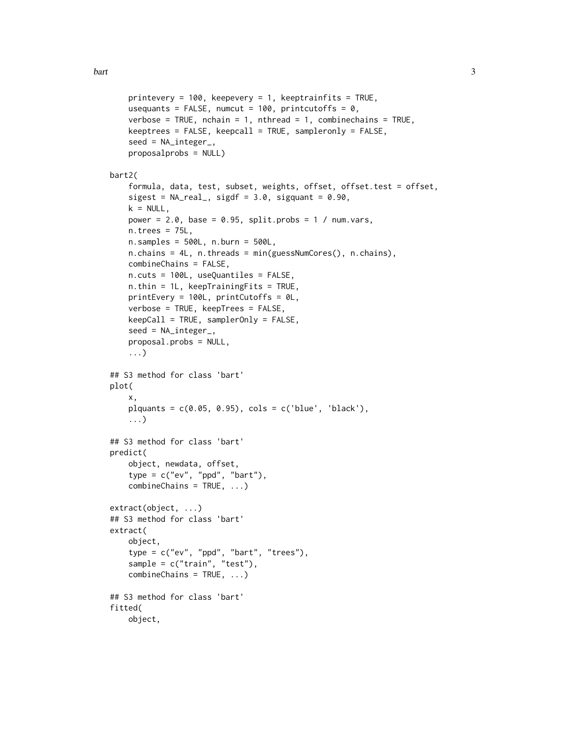```
    printevery = 100, keepevery = 1, keeptrainfits = TRUE,
    usequants = FALSE, numcut = 100, printcutoffs = 0,
    verbose = TRUE, nchain = 1, nthread = 1, combinechains = TRUE,
    keeptrees = FALSE, keepcall = TRUE, sampleronly = FALSE,
    seed = NA_integer_,
    proposalprobs = NULL)

bart2(
    formula, data, test, subset, weights, offset, offset.test = offset,
    sigest = NA_real_, sigdf = 3.0, sigquant = 0.90,
    k = NULL,
    power = 2.0, base = 0.95, split.probs = 1 / num.vars,
    n.trees = 75L,
    n.samples = 500L, n.burn = 500L,
    n.chains = 4L, n.threads = min(guessNumCores(), n.chains),
    combineChains = FALSE,
    n.cuts = 100L, useQuantiles = FALSE,
    n.thin = 1L, keepTrainingFits = TRUE,
    printEvery = 100L, printCutoffs = 0L,
    verbose = TRUE, keepTrees = FALSE,
    keepCall = TRUE, samplerOnly = FALSE,
    seed = NA_integer_,
    proposal.probs = NULL,
    ...)

## S3 method for class 'bart'
plot(
    x,
    plquants = c(0.05, 0.95), cols = c('blue', 'black'),
    ...)

## S3 method for class 'bart'
predict(
    object, newdata, offset,
    type = c("ev", "ppd", "bart"),
    combineChains = TRUE, ...)

extract(object, ...)
## S3 method for class 'bart'
extract(
    object,
    type = c("ev", "ppd", "bart", "trees"),
    sample = c("train", "test"),
    combineChains = TRUE, ...)

## S3 method for class 'bart'
fitted(
    object,
```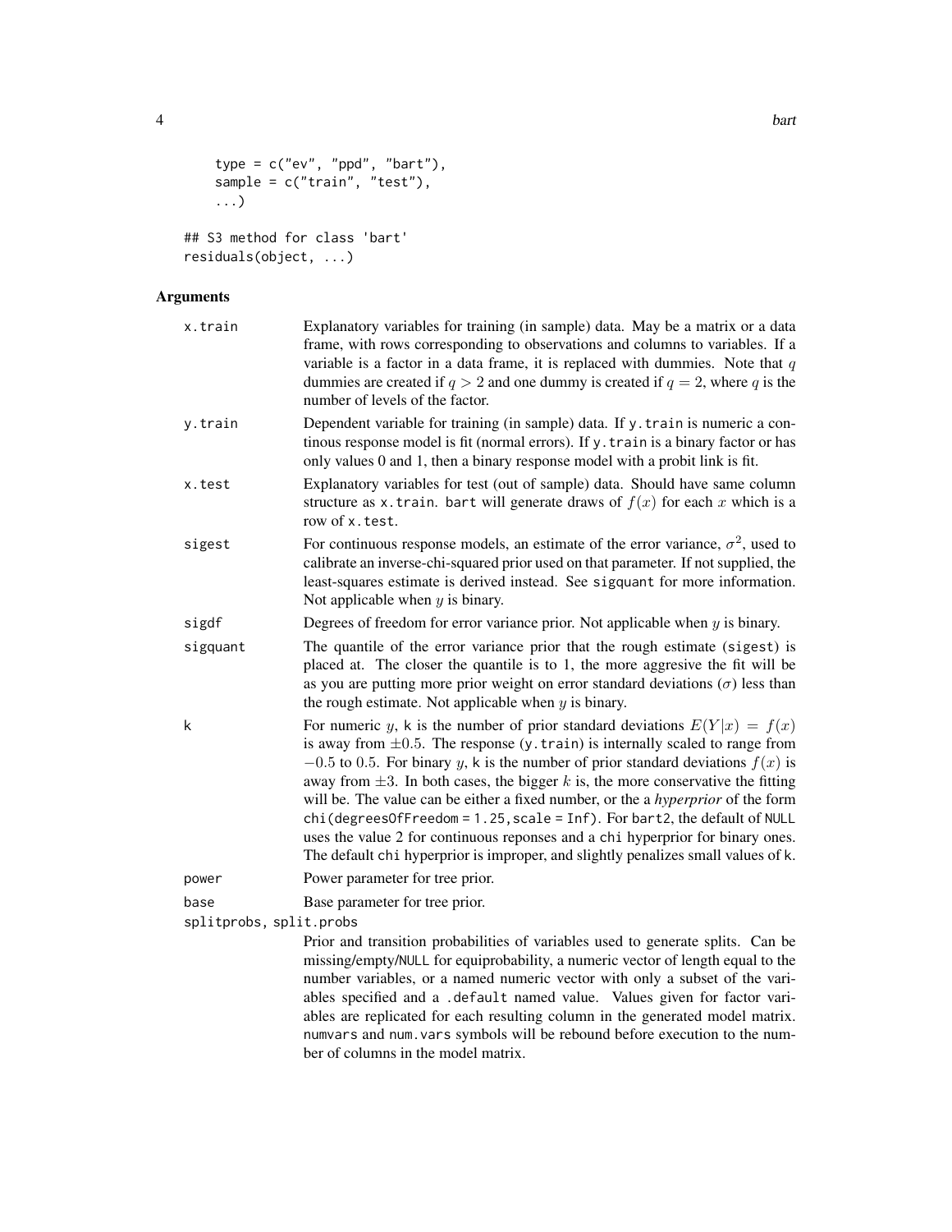```
    type = c("ev", "ppd", "bart"),
    sample = c("train", "test"),
    ...)

## S3 method for class 'bart'
residuals(object, ...)
```

## Arguments

**x.train** Explanatory variables for training (in sample) data. May be a matrix or a data frame, with rows corresponding to observations and columns to variables. If a variable is a factor in a data frame, it is replaced with dummies. Note that $q$ dummies are created if $q > 2$ and one dummy is created if $q = 2$, where $q$ is the number of levels of the factor.

**y.train** Dependent variable for training (in sample) data. If `y.train` is numeric a continous response model is fit (normal errors). If `y.train` is a binary factor or has only values 0 and 1, then a binary response model with a probit link is fit.

**x.test** Explanatory variables for test (out of sample) data. Should have same column structure as `x.train`. `bart` will generate draws of $f(x)$ for each $x$ which is a row of `x.test`.

**sigest** For continuous response models, an estimate of the error variance, $\sigma^2$, used to calibrate an inverse-chi-squared prior used on that parameter. If not supplied, the least-squares estimate is derived instead. See `sigquant` for more information. Not applicable when $y$ is binary.

**sigdf** Degrees of freedom for error variance prior. Not applicable when $y$ is binary.

**sigquant** The quantile of the error variance prior that the rough estimate (`sigest`) is placed at. The closer the quantile is to 1, the more aggresive the fit will be as you are putting more prior weight on error standard deviations ($\sigma$) less than the rough estimate. Not applicable when $y$ is binary.

**k** For numeric $y$, `k` is the number of prior standard deviations $E(Y|x) = f(x)$ is away from $\pm 0.5$. The response (`y.train`) is internally scaled to range from $-0.5$ to $0.5$. For binary $y$, `k` is the number of prior standard deviations $f(x)$ is away from $\pm 3$. In both cases, the bigger $k$ is, the more conservative the fitting will be. The value can be either a fixed number, or the a *hyperprior* of the form `chi(degreesOfFreedom = 1.25, scale = Inf)`. For `bart2`, the default of `NULL` uses the value 2 for continuous reponses and a `chi` hyperprior for binary ones. The default `chi` hyperprior is improper, and slightly penalizes small values of `k`.

**power** Power parameter for tree prior.

**base** Base parameter for tree prior.

**splitprobs, split.probs** Prior and transition probabilities of variables used to generate splits. Can be missing/empty/`NULL` for equiprobability, a numeric vector of length equal to the number variables, or a named numeric vector with only a subset of the variables specified and a `.default` named value. Values given for factor variables are replicated for each resulting column in the generated model matrix. `numvars` and `num.vars` symbols will be rebound before execution to the number of columns in the model matrix.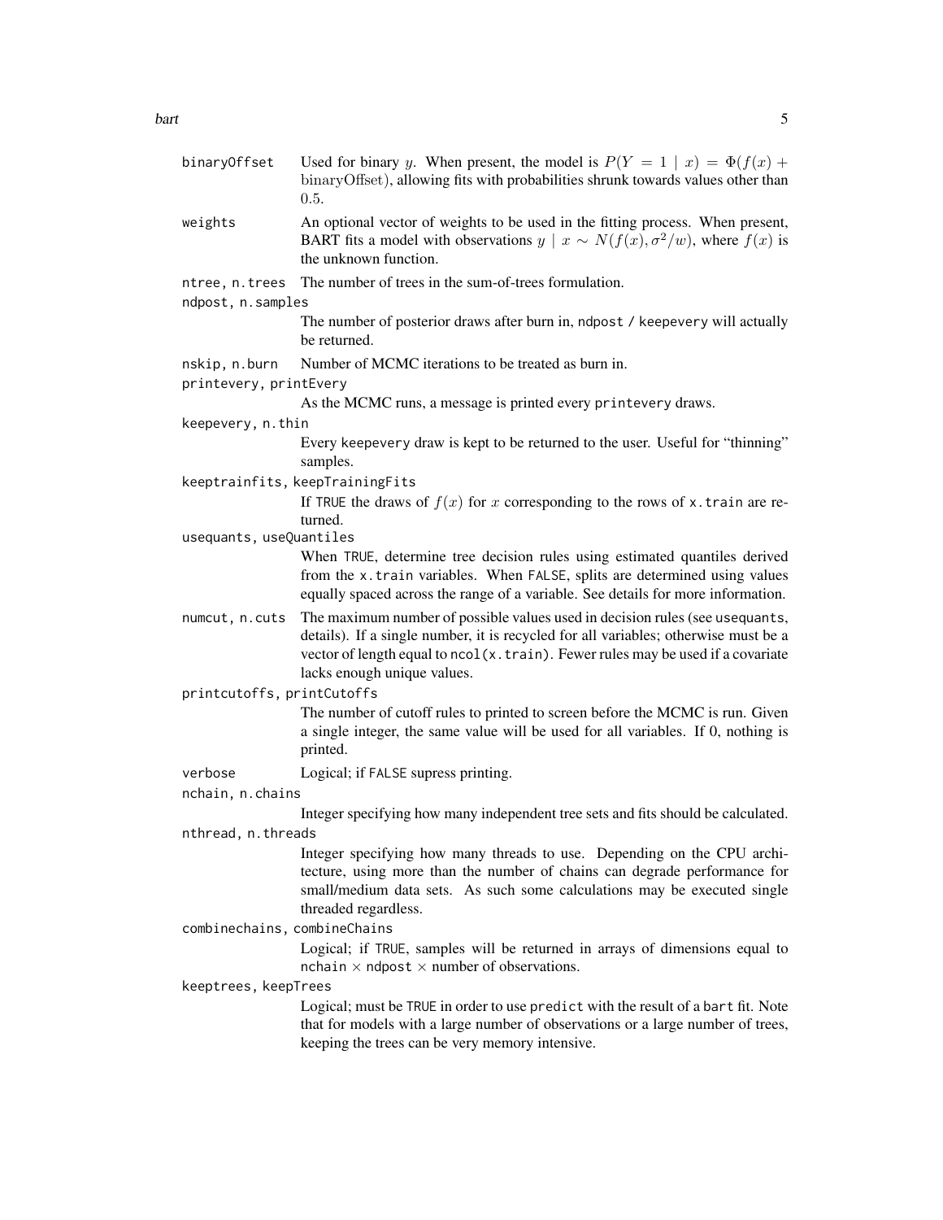binaryOffset
: Used for binary $y$. When present, the model is $P(Y = 1 \mid x) = \Phi(f(x) + \text{binaryOffset})$, allowing fits with probabilities shrunk towards values other than $0.5$.

weights
: An optional vector of weights to be used in the fitting process. When present, BART fits a model with observations $y \mid x \sim N(f(x), \sigma^2/w)$, where $f(x)$ is the unknown function.

ntree, n.trees
: The number of trees in the sum-of-trees formulation.

ndpost, n.samples
: The number of posterior draws after burn in, ndpost / keepevery will actually be returned.

nskip, n.burn
: Number of MCMC iterations to be treated as burn in.

printevery, printEvery
: As the MCMC runs, a message is printed every printevery draws.

keepevery, n.thin
: Every keepevery draw is kept to be returned to the user. Useful for "thinning" samples.

keeptrainfits, keepTrainingFits
: If TRUE the draws of $f(x)$ for $x$ corresponding to the rows of x.train are returned.

usequants, useQuantiles
: When TRUE, determine tree decision rules using estimated quantiles derived from the x.train variables. When FALSE, splits are determined using values equally spaced across the range of a variable. See details for more information.

numcut, n.cuts
: The maximum number of possible values used in decision rules (see usequants, details). If a single number, it is recycled for all variables; otherwise must be a vector of length equal to ncol(x.train). Fewer rules may be used if a covariate lacks enough unique values.

printcutoffs, printCutoffs
: The number of cutoff rules to printed to screen before the MCMC is run. Given a single integer, the same value will be used for all variables. If 0, nothing is printed.

verbose
: Logical; if FALSE supress printing.

nchain, n.chains
: Integer specifying how many independent tree sets and fits should be calculated.

nthread, n.threads
: Integer specifying how many threads to use. Depending on the CPU architecture, using more than the number of chains can degrade performance for small/medium data sets. As such some calculations may be executed single threaded regardless.

combinechains, combineChains
: Logical; if TRUE, samples will be returned in arrays of dimensions equal to nchain $\times$ ndpost $\times$ number of observations.

keeptrees, keepTrees
: Logical; must be TRUE in order to use predict with the result of a bart fit. Note that for models with a large number of observations or a large number of trees, keeping the trees can be very memory intensive.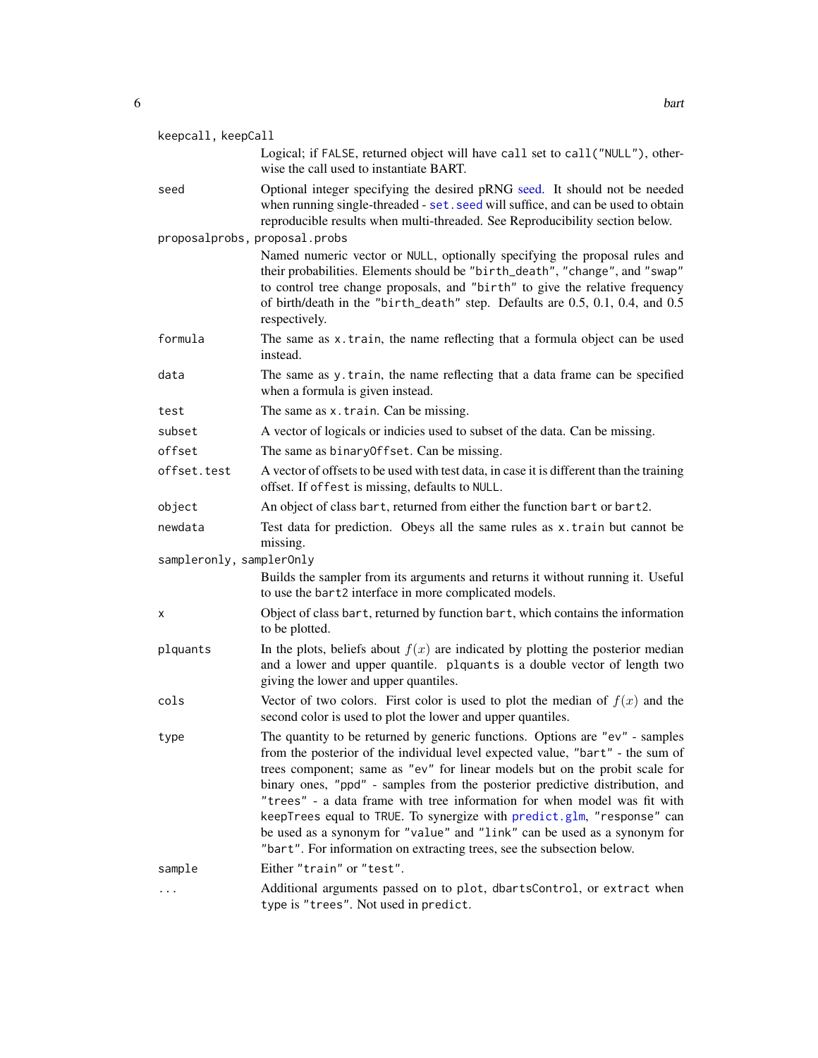`keepcall, keepCall`
: Logical; if `FALSE`, returned object will have `call` set to `call("NULL")`, otherwise the call used to instantiate BART.

`seed`
: Optional integer specifying the desired pRNG seed. It should not be needed when running single-threaded - `set.seed` will suffice, and can be used to obtain reproducible results when multi-threaded. See Reproducibility section below.

`proposalprobs, proposal.probs`
: Named numeric vector or `NULL`, optionally specifying the proposal rules and their probabilities. Elements should be `"birth_death"`, `"change"`, and `"swap"` to control tree change proposals, and `"birth"` to give the relative frequency of birth/death in the `"birth_death"` step. Defaults are 0.5, 0.1, 0.4, and 0.5 respectively.

`formula`
: The same as `x.train`, the name reflecting that a formula object can be used instead.

`data`
: The same as `y.train`, the name reflecting that a data frame can be specified when a formula is given instead.

`test`
: The same as `x.train`. Can be missing.

`subset`
: A vector of logicals or indicies used to subset of the data. Can be missing.

`offset`
: The same as `binaryOffset`. Can be missing.

`offset.test`
: A vector of offsets to be used with test data, in case it is different than the training offset. If `offest` is missing, defaults to `NULL`.

`object`
: An object of class `bart`, returned from either the function `bart` or `bart2`.

`newdata`
: Test data for prediction. Obeys all the same rules as `x.train` but cannot be missing.

`sampleronly, samplerOnly`
: Builds the sampler from its arguments and returns it without running it. Useful to use the `bart2` interface in more complicated models.

`x`
: Object of class `bart`, returned by function `bart`, which contains the information to be plotted.

`plquants`
: In the plots, beliefs about $f(x)$ are indicated by plotting the posterior median and a lower and upper quantile. `plquants` is a double vector of length two giving the lower and upper quantiles.

`cols`
: Vector of two colors. First color is used to plot the median of $f(x)$ and the second color is used to plot the lower and upper quantiles.

`type`
: The quantity to be returned by generic functions. Options are `"ev"` - samples from the posterior of the individual level expected value, `"bart"` - the sum of trees component; same as `"ev"` for linear models but on the probit scale for binary ones, `"ppd"` - samples from the posterior predictive distribution, and `"trees"` - a data frame with tree information for when model was fit with `keepTrees` equal to `TRUE`. To synergize with `predict.glm`, `"response"` can be used as a synonym for `"value"` and `"link"` can be used as a synonym for `"bart"`. For information on extracting trees, see the subsection below.

`sample`
: Either `"train"` or `"test"`.

`...`
: Additional arguments passed on to `plot`, `dbartsControl`, or `extract` when `type` is `"trees"`. Not used in `predict`.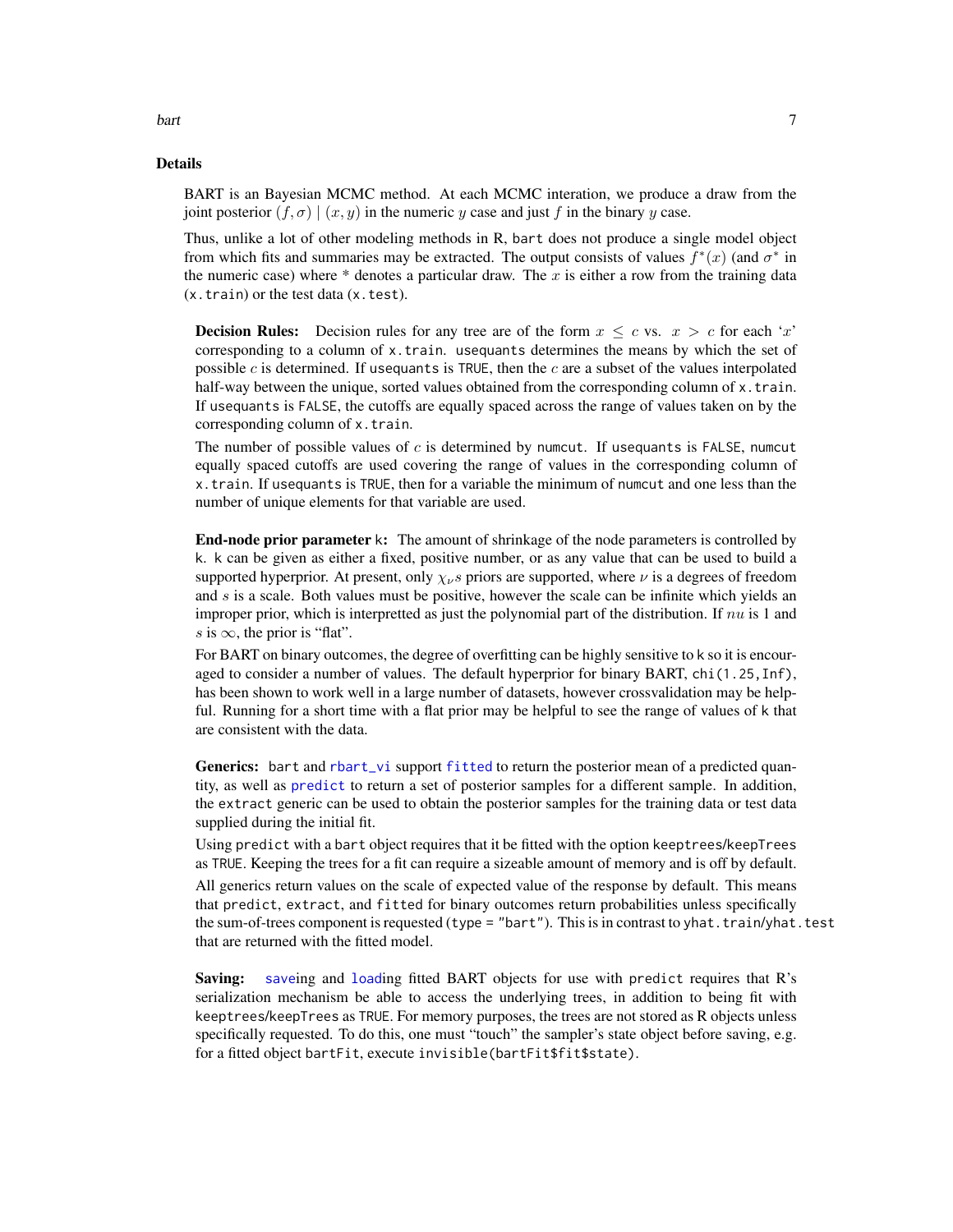## Details

BART is an Bayesian MCMC method. At each MCMC interation, we produce a draw from the joint posterior $(f, \sigma) \mid (x, y)$ in the numeric $y$ case and just $f$ in the binary $y$ case.

Thus, unlike a lot of other modeling methods in R, `bart` does not produce a single model object from which fits and summaries may be extracted. The output consists of values $f^*(x)$ (and $\sigma^*$ in the numeric case) where * denotes a particular draw. The $x$ is either a row from the training data (`x.train`) or the test data (`x.test`).

**Decision Rules:** Decision rules for any tree are of the form $x \leq c$ vs. $x > c$ for each '$x$' corresponding to a column of `x.train`. `usequants` determines the means by which the set of possible $c$ is determined. If `usequants` is `TRUE`, then the $c$ are a subset of the values interpolated half-way between the unique, sorted values obtained from the corresponding column of `x.train`. If `usequants` is `FALSE`, the cutoffs are equally spaced across the range of values taken on by the corresponding column of `x.train`.

The number of possible values of $c$ is determined by `numcut`. If `usequants` is `FALSE`, `numcut` equally spaced cutoffs are used covering the range of values in the corresponding column of `x.train`. If `usequants` is `TRUE`, then for a variable the minimum of `numcut` and one less than the number of unique elements for that variable are used.

**End-node prior parameter `k`:** The amount of shrinkage of the node parameters is controlled by `k`. `k` can be given as either a fixed, positive number, or as any value that can be used to build a supported hyperprior. At present, only $\chi_\nu s$ priors are supported, where $\nu$ is a degrees of freedom and $s$ is a scale. Both values must be positive, however the scale can be infinite which yields an improper prior, which is interpretted as just the polynomial part of the distribution. If $nu$ is 1 and $s$ is $\infty$, the prior is "flat".

For BART on binary outcomes, the degree of overfitting can be highly sensitive to `k` so it is encouraged to consider a number of values. The default hyperprior for binary BART, `chi(1.25,Inf)`, has been shown to work well in a large number of datasets, however crossvalidation may be helpful. Running for a short time with a flat prior may be helpful to see the range of values of `k` that are consistent with the data.

**Generics:** `bart` and `rbart_vi` support `fitted` to return the posterior mean of a predicted quantity, as well as `predict` to return a set of posterior samples for a different sample. In addition, the `extract` generic can be used to obtain the posterior samples for the training data or test data supplied during the initial fit.

Using `predict` with a `bart` object requires that it be fitted with the option `keeptrees`/`keepTrees` as `TRUE`. Keeping the trees for a fit can require a sizeable amount of memory and is off by default.

All generics return values on the scale of expected value of the response by default. This means that `predict`, `extract`, and `fitted` for binary outcomes return probabilities unless specifically the sum-of-trees component is requested (`type = "bart"`). This is in contrast to `yhat.train`/`yhat.test` that are returned with the fitted model.

**Saving:** `save`ing and `load`ing fitted BART objects for use with `predict` requires that R's serialization mechanism be able to access the underlying trees, in addition to being fit with `keeptrees`/`keepTrees` as `TRUE`. For memory purposes, the trees are not stored as R objects unless specifically requested. To do this, one must "touch" the sampler's state object before saving, e.g. for a fitted object `bartFit`, execute `invisible(bartFit$fit$state)`.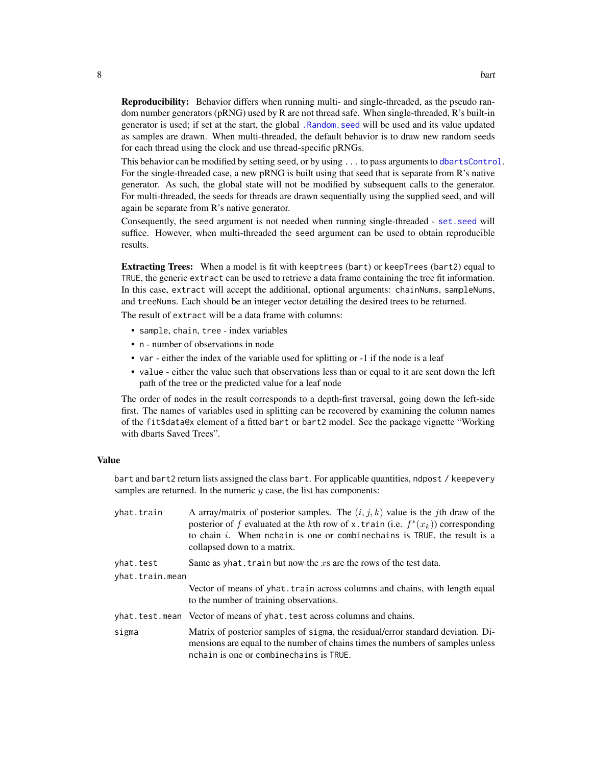**Reproducibility:** Behavior differs when running multi- and single-threaded, as the pseudo random number generators (pRNG) used by R are not thread safe. When single-threaded, R's built-in generator is used; if set at the start, the global `.Random.seed` will be used and its value updated as samples are drawn. When multi-threaded, the default behavior is to draw new random seeds for each thread using the clock and use thread-specific pRNGs.

This behavior can be modified by setting `seed`, or by using `...` to pass arguments to `dbartsControl`. For the single-threaded case, a new pRNG is built using that seed that is separate from R's native generator. As such, the global state will not be modified by subsequent calls to the generator. For multi-threaded, the seeds for threads are drawn sequentially using the supplied seed, and will again be separate from R's native generator.

Consequently, the `seed` argument is not needed when running single-threaded - `set.seed` will suffice. However, when multi-threaded the `seed` argument can be used to obtain reproducible results.

**Extracting Trees:** When a model is fit with `keeptrees` (`bart`) or `keepTrees` (`bart2`) equal to `TRUE`, the generic `extract` can be used to retrieve a data frame containing the tree fit information. In this case, `extract` will accept the additional, optional arguments: `chainNums`, `sampleNums`, and `treeNums`. Each should be an integer vector detailing the desired trees to be returned.

The result of `extract` will be a data frame with columns:

- `sample`, `chain`, `tree` - index variables
- `n` - number of observations in node
- `var` - either the index of the variable used for splitting or -1 if the node is a leaf
- `value` - either the value such that observations less than or equal to it are sent down the left path of the tree or the predicted value for a leaf node

The order of nodes in the result corresponds to a depth-first traversal, going down the left-side first. The names of variables used in splitting can be recovered by examining the column names of the `fit$data@x` element of a fitted `bart` or `bart2` model. See the package vignette "Working with dbarts Saved Trees".

## Value

`bart` and `bart2` return lists assigned the class `bart`. For applicable quantities, `ndpost / keepevery` samples are returned. In the numeric $y$ case, the list has components:

`yhat.train`
: A array/matrix of posterior samples. The $(i, j, k)$ value is the $j$th draw of the posterior of $f$ evaluated at the $k$th row of `x.train` (i.e. $f^*(x_k)$) corresponding to chain $i$. When `nchain` is one or `combinechains` is `TRUE`, the result is a collapsed down to a matrix.

`yhat.test`
: Same as `yhat.train` but now the $x$s are the rows of the test data.

`yhat.train.mean`
: Vector of means of `yhat.train` across columns and chains, with length equal to the number of training observations.

`yhat.test.mean`
: Vector of means of `yhat.test` across columns and chains.

`sigma`
: Matrix of posterior samples of `sigma`, the residual/error standard deviation. Dimensions are equal to the number of chains times the numbers of samples unless `nchain` is one or `combinechains` is `TRUE`.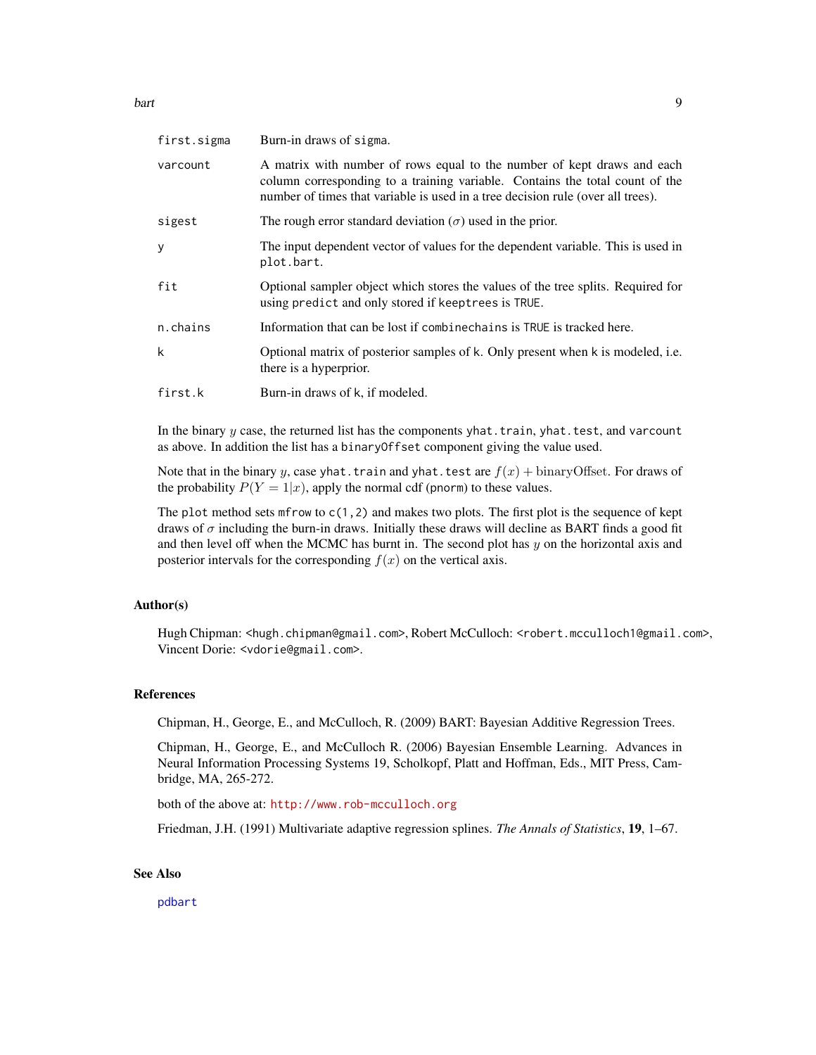| | |
|---|---|
| `first.sigma` | Burn-in draws of `sigma`. |
| `varcount` | A matrix with number of rows equal to the number of kept draws and each column corresponding to a training variable. Contains the total count of the number of times that variable is used in a tree decision rule (over all trees). |
| `sigest` | The rough error standard deviation ($\sigma$) used in the prior. |
| `y` | The input dependent vector of values for the dependent variable. This is used in `plot.bart`. |
| `fit` | Optional sampler object which stores the values of the tree splits. Required for using `predict` and only stored if `keeptrees` is `TRUE`. |
| `n.chains` | Information that can be lost if `combinechains` is `TRUE` is tracked here. |
| `k` | Optional matrix of posterior samples of `k`. Only present when `k` is modeled, i.e. there is a hyperprior. |
| `first.k` | Burn-in draws of `k`, if modeled. |

In the binary $y$ case, the returned list has the components `yhat.train`, `yhat.test`, and `varcount` as above. In addition the list has a `binaryOffset` component giving the value used.

Note that in the binary $y$, case `yhat.train` and `yhat.test` are $f(x) + \text{binaryOffset}$. For draws of the probability $P(Y = 1|x)$, apply the normal cdf (`pnorm`) to these values.

The `plot` method sets `mfrow` to `c(1,2)` and makes two plots. The first plot is the sequence of kept draws of $\sigma$ including the burn-in draws. Initially these draws will decline as BART finds a good fit and then level off when the MCMC has burnt in. The second plot has $y$ on the horizontal axis and posterior intervals for the corresponding $f(x)$ on the vertical axis.

## Author(s)

Hugh Chipman: `<hugh.chipman@gmail.com>`, Robert McCulloch: `<robert.mcculloch1@gmail.com>`, Vincent Dorie: `<vdorie@gmail.com>`.

## References

Chipman, H., George, E., and McCulloch, R. (2009) BART: Bayesian Additive Regression Trees.

Chipman, H., George, E., and McCulloch R. (2006) Bayesian Ensemble Learning. Advances in Neural Information Processing Systems 19, Scholkopf, Platt and Hoffman, Eds., MIT Press, Cambridge, MA, 265-272.

both of the above at: http://www.rob-mcculloch.org

Friedman, J.H. (1991) Multivariate adaptive regression splines. *The Annals of Statistics*, **19**, 1–67.

## See Also

`pdbart`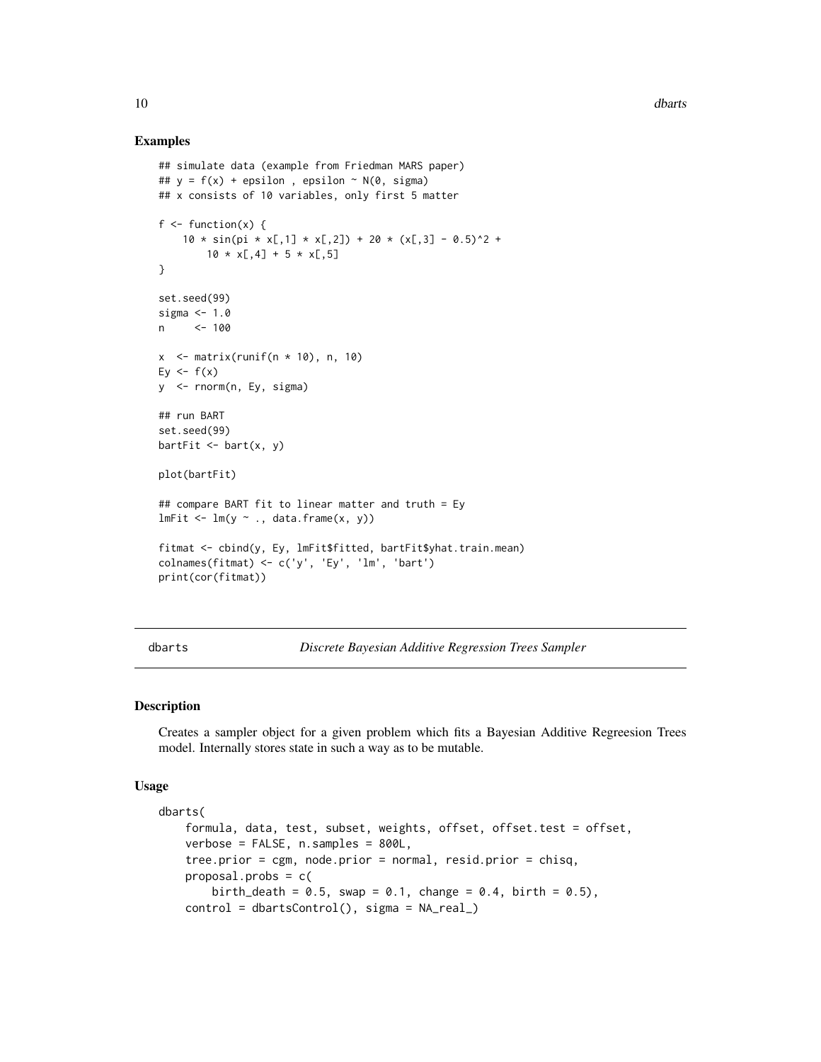### Examples

```
## simulate data (example from Friedman MARS paper)
## y = f(x) + epsilon , epsilon ~ N(0, sigma)
## x consists of 10 variables, only first 5 matter

f <- function(x) {
    10 * sin(pi * x[,1] * x[,2]) + 20 * (x[,3] - 0.5)^2 +
        10 * x[,4] + 5 * x[,5]
}

set.seed(99)
sigma <- 1.0
n     <- 100

x  <- matrix(runif(n * 10), n, 10)
Ey <- f(x)
y  <- rnorm(n, Ey, sigma)

## run BART
set.seed(99)
bartFit <- bart(x, y)

plot(bartFit)

## compare BART fit to linear matter and truth = Ey
lmFit <- lm(y ~ ., data.frame(x, y))

fitmat <- cbind(y, Ey, lmFit$fitted, bartFit$yhat.train.mean)
colnames(fitmat) <- c('y', 'Ey', 'lm', 'bart')
print(cor(fitmat))
```

## dbarts — *Discrete Bayesian Additive Regression Trees Sampler*

### Description

Creates a sampler object for a given problem which fits a Bayesian Additive Regreesion Trees model. Internally stores state in such a way as to be mutable.

### Usage

```
dbarts(
    formula, data, test, subset, weights, offset, offset.test = offset,
    verbose = FALSE, n.samples = 800L,
    tree.prior = cgm, node.prior = normal, resid.prior = chisq,
    proposal.probs = c(
        birth_death = 0.5, swap = 0.1, change = 0.4, birth = 0.5),
    control = dbartsControl(), sigma = NA_real_)
```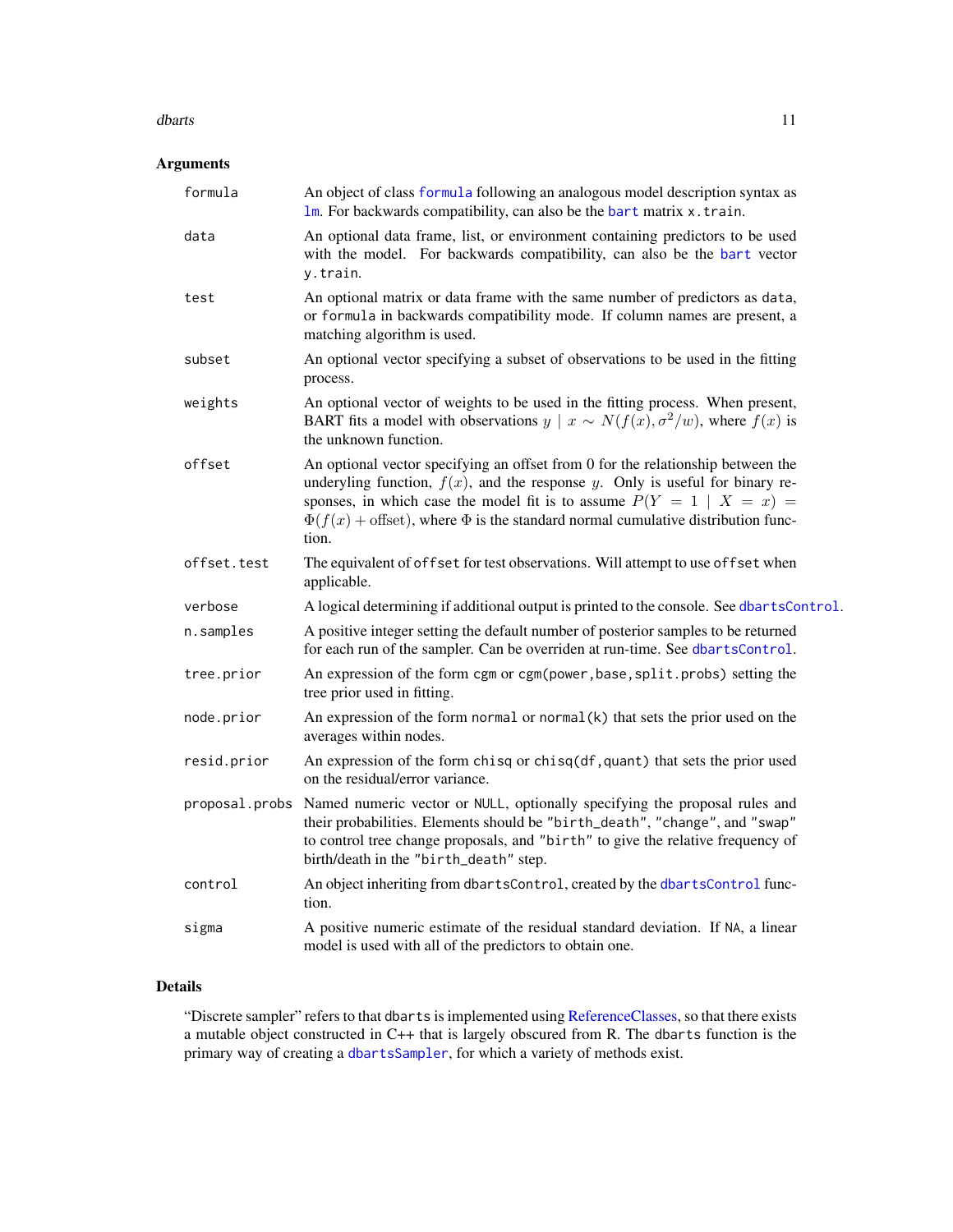## Arguments

| Argument | Description |
|---|---|
| `formula` | An object of class `formula` following an analogous model description syntax as `lm`. For backwards compatibility, can also be the `bart` matrix `x.train`. |
| `data` | An optional data frame, list, or environment containing predictors to be used with the model. For backwards compatibility, can also be the `bart` vector `y.train`. |
| `test` | An optional matrix or data frame with the same number of predictors as `data`, or `formula` in backwards compatibility mode. If column names are present, a matching algorithm is used. |
| `subset` | An optional vector specifying a subset of observations to be used in the fitting process. |
| `weights` | An optional vector of weights to be used in the fitting process. When present, BART fits a model with observations $y \mid x \sim N(f(x), \sigma^2/w)$, where $f(x)$ is the unknown function. |
| `offset` | An optional vector specifying an offset from 0 for the relationship between the underying function, $f(x)$, and the response $y$. Only is useful for binary responses, in which case the model fit is to assume $P(Y = 1 \mid X = x) = \Phi(f(x) + \text{offset})$, where $\Phi$ is the standard normal cumulative distribution function. |
| `offset.test` | The equivalent of `offset` for test observations. Will attempt to use `offset` when applicable. |
| `verbose` | A logical determining if additional output is printed to the console. See `dbartsControl`. |
| `n.samples` | A positive integer setting the default number of posterior samples to be returned for each run of the sampler. Can be overriden at run-time. See `dbartsControl`. |
| `tree.prior` | An expression of the form `cgm` or `cgm(power,base,split.probs)` setting the tree prior used in fitting. |
| `node.prior` | An expression of the form `normal` or `normal(k)` that sets the prior used on the averages within nodes. |
| `resid.prior` | An expression of the form `chisq` or `chisq(df,quant)` that sets the prior used on the residual/error variance. |
| `proposal.probs` | Named numeric vector or `NULL`, optionally specifying the proposal rules and their probabilities. Elements should be `"birth_death"`, `"change"`, and `"swap"` to control tree change proposals, and `"birth"` to give the relative frequency of birth/death in the `"birth_death"` step. |
| `control` | An object inheriting from `dbartsControl`, created by the `dbartsControl` function. |
| `sigma` | A positive numeric estimate of the residual standard deviation. If `NA`, a linear model is used with all of the predictors to obtain one. |

## Details

"Discrete sampler" refers to that `dbarts` is implemented using ReferenceClasses, so that there exists a mutable object constructed in C++ that is largely obscured from R. The `dbarts` function is the primary way of creating a `dbartsSampler`, for which a variety of methods exist.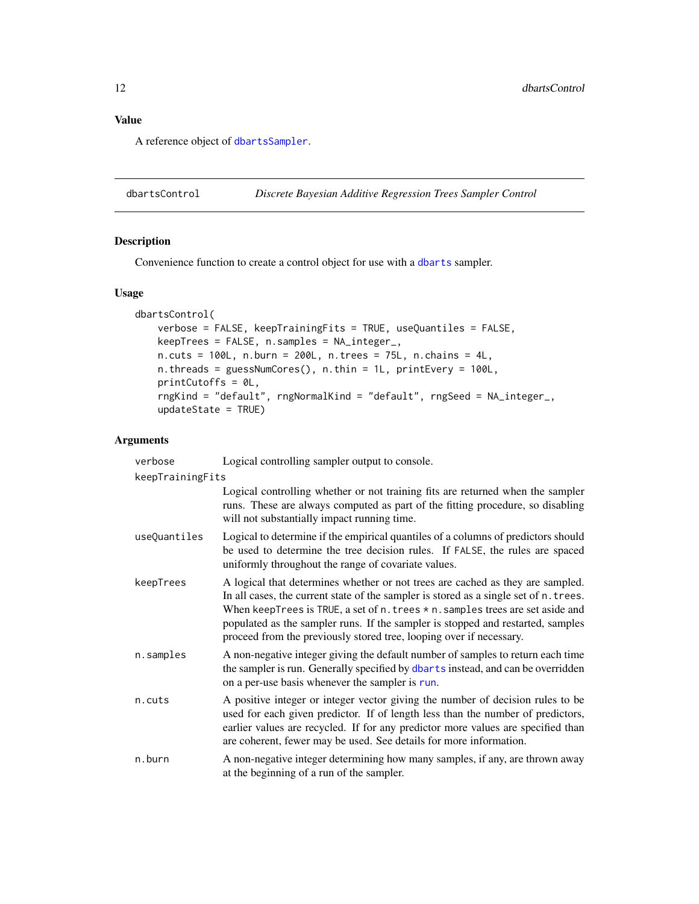## Value

A reference object of dbartsSampler.

---

# dbartsControl — *Discrete Bayesian Additive Regression Trees Sampler Control*

## Description

Convenience function to create a control object for use with a dbarts sampler.

## Usage

```
dbartsControl(
    verbose = FALSE, keepTrainingFits = TRUE, useQuantiles = FALSE,
    keepTrees = FALSE, n.samples = NA_integer_,
    n.cuts = 100L, n.burn = 200L, n.trees = 75L, n.chains = 4L,
    n.threads = guessNumCores(), n.thin = 1L, printEvery = 100L,
    printCutoffs = 0L,
    rngKind = "default", rngNormalKind = "default", rngSeed = NA_integer_,
    updateState = TRUE)
```

## Arguments

| | |
|---|---|
| `verbose` | Logical controlling sampler output to console. |
| `keepTrainingFits` | Logical controlling whether or not training fits are returned when the sampler runs. These are always computed as part of the fitting procedure, so disabling will not substantially impact running time. |
| `useQuantiles` | Logical to determine if the empirical quantiles of a columns of predictors should be used to determine the tree decision rules. If `FALSE`, the rules are spaced uniformly throughout the range of covariate values. |
| `keepTrees` | A logical that determines whether or not trees are cached as they are sampled. In all cases, the current state of the sampler is stored as a single set of `n.trees`. When `keepTrees` is `TRUE`, a set of `n.trees * n.samples` trees are set aside and populated as the sampler runs. If the sampler is stopped and restarted, samples proceed from the previously stored tree, looping over if necessary. |
| `n.samples` | A non-negative integer giving the default number of samples to return each time the sampler is run. Generally specified by dbarts instead, and can be overridden on a per-use basis whenever the sampler is run. |
| `n.cuts` | A positive integer or integer vector giving the number of decision rules to be used for each given predictor. If of length less than the number of predictors, earlier values are recycled. If for any predictor more values are specified than are coherent, fewer may be used. See details for more information. |
| `n.burn` | A non-negative integer determining how many samples, if any, are thrown away at the beginning of a run of the sampler. |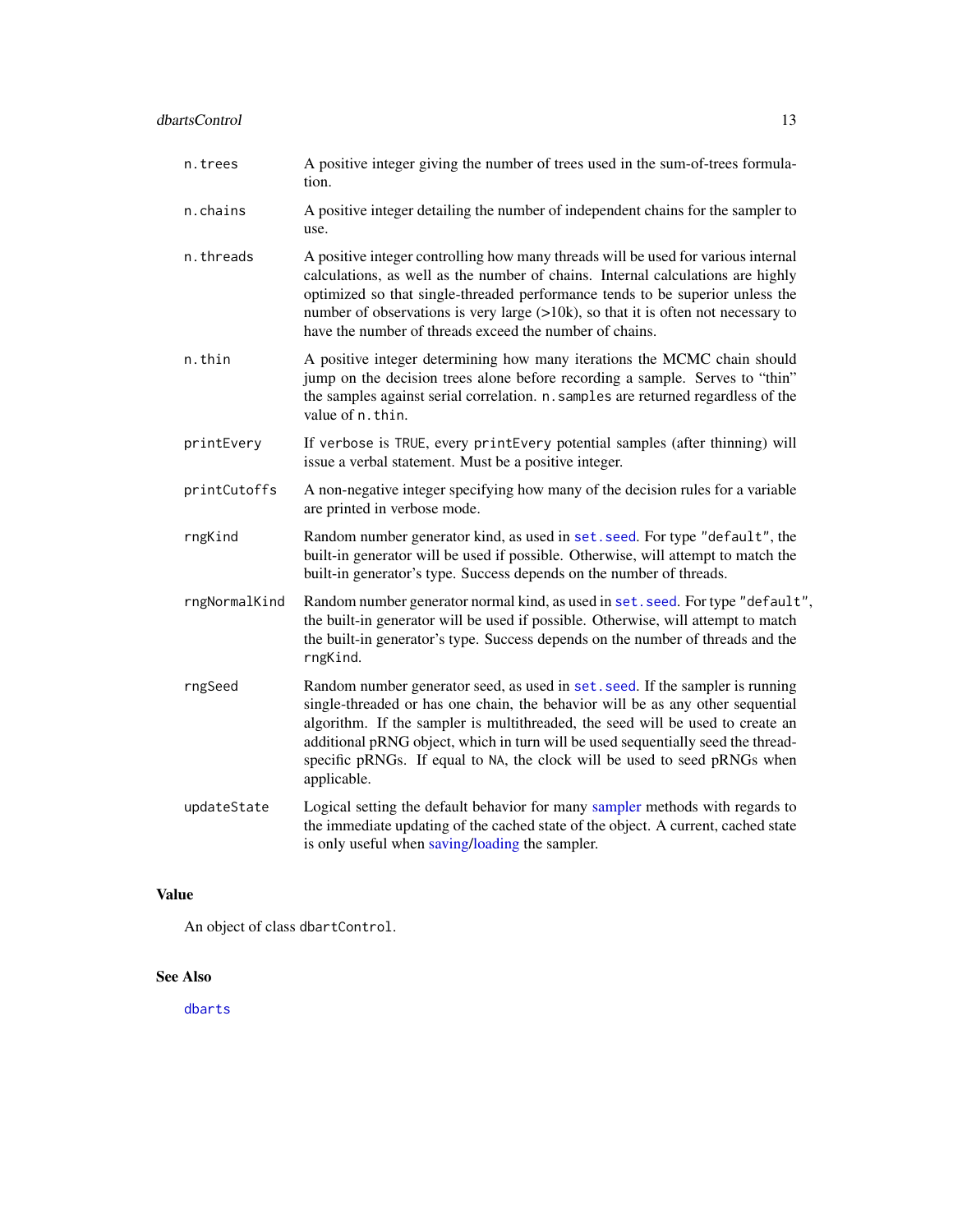`n.trees`
: A positive integer giving the number of trees used in the sum-of-trees formulation.

`n.chains`
: A positive integer detailing the number of independent chains for the sampler to use.

`n.threads`
: A positive integer controlling how many threads will be used for various internal calculations, as well as the number of chains. Internal calculations are highly optimized so that single-threaded performance tends to be superior unless the number of observations is very large (>10k), so that it is often not necessary to have the number of threads exceed the number of chains.

`n.thin`
: A positive integer determining how many iterations the MCMC chain should jump on the decision trees alone before recording a sample. Serves to "thin" the samples against serial correlation. `n.samples` are returned regardless of the value of `n.thin`.

`printEvery`
: If `verbose` is `TRUE`, every `printEvery` potential samples (after thinning) will issue a verbal statement. Must be a positive integer.

`printCutoffs`
: A non-negative integer specifying how many of the decision rules for a variable are printed in verbose mode.

`rngKind`
: Random number generator kind, as used in `set.seed`. For type `"default"`, the built-in generator will be used if possible. Otherwise, will attempt to match the built-in generator's type. Success depends on the number of threads.

`rngNormalKind`
: Random number generator normal kind, as used in `set.seed`. For type `"default"`, the built-in generator will be used if possible. Otherwise, will attempt to match the built-in generator's type. Success depends on the number of threads and the `rngKind`.

`rngSeed`
: Random number generator seed, as used in `set.seed`. If the sampler is running single-threaded or has one chain, the behavior will be as any other sequential algorithm. If the sampler is multithreaded, the seed will be used to create an additional pRNG object, which in turn will be used sequentially seed the thread-specific pRNGs. If equal to `NA`, the clock will be used to seed pRNGs when applicable.

`updateState`
: Logical setting the default behavior for many sampler methods with regards to the immediate updating of the cached state of the object. A current, cached state is only useful when saving/loading the sampler.

## Value

An object of class `dbartControl`.

## See Also

`dbarts`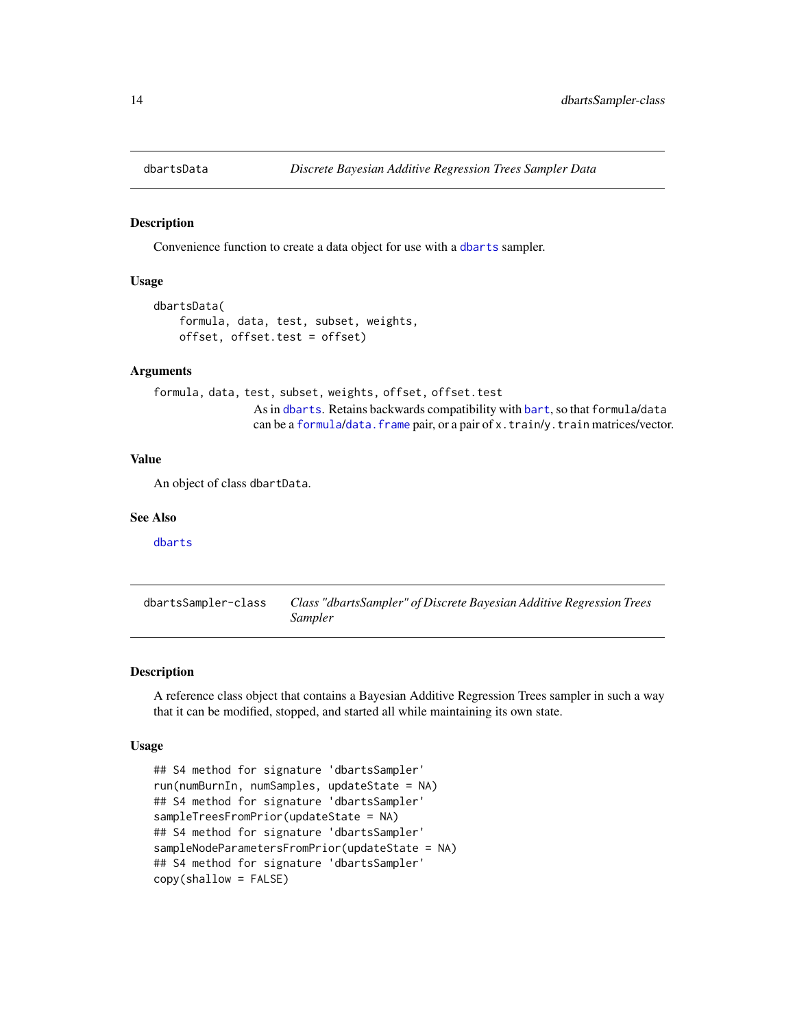## dbartsData — *Discrete Bayesian Additive Regression Trees Sampler Data*

### Description

Convenience function to create a data object for use with a dbarts sampler.

### Usage

```
dbartsData(
    formula, data, test, subset, weights,
    offset, offset.test = offset)
```

### Arguments

`formula, data, test, subset, weights, offset, offset.test`
: As in dbarts. Retains backwards compatibility with bart, so that `formula`/`data` can be a formula/data.frame pair, or a pair of `x.train`/`y.train` matrices/vector.

### Value

An object of class `dbartData`.

### See Also

dbarts

## dbartsSampler-class — *Class "dbartsSampler" of Discrete Bayesian Additive Regression Trees Sampler*

### Description

A reference class object that contains a Bayesian Additive Regression Trees sampler in such a way that it can be modified, stopped, and started all while maintaining its own state.

### Usage

```
## S4 method for signature 'dbartsSampler'
run(numBurnIn, numSamples, updateState = NA)
## S4 method for signature 'dbartsSampler'
sampleTreesFromPrior(updateState = NA)
## S4 method for signature 'dbartsSampler'
sampleNodeParametersFromPrior(updateState = NA)
## S4 method for signature 'dbartsSampler'
copy(shallow = FALSE)
```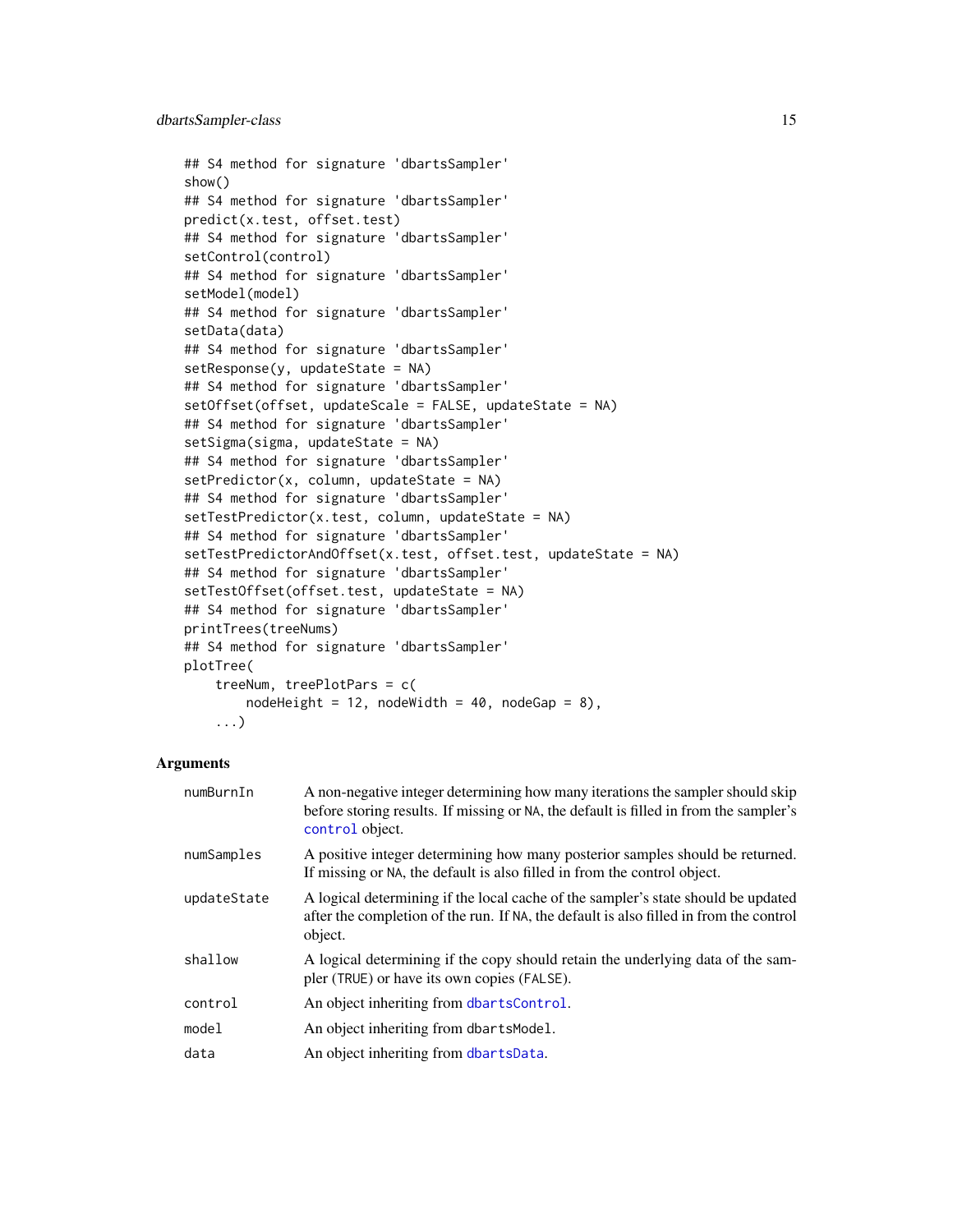```
## S4 method for signature 'dbartsSampler'
show()
## S4 method for signature 'dbartsSampler'
predict(x.test, offset.test)
## S4 method for signature 'dbartsSampler'
setControl(control)
## S4 method for signature 'dbartsSampler'
setModel(model)
## S4 method for signature 'dbartsSampler'
setData(data)
## S4 method for signature 'dbartsSampler'
setResponse(y, updateState = NA)
## S4 method for signature 'dbartsSampler'
setOffset(offset, updateScale = FALSE, updateState = NA)
## S4 method for signature 'dbartsSampler'
setSigma(sigma, updateState = NA)
## S4 method for signature 'dbartsSampler'
setPredictor(x, column, updateState = NA)
## S4 method for signature 'dbartsSampler'
setTestPredictor(x.test, column, updateState = NA)
## S4 method for signature 'dbartsSampler'
setTestPredictorAndOffset(x.test, offset.test, updateState = NA)
## S4 method for signature 'dbartsSampler'
setTestOffset(offset.test, updateState = NA)
## S4 method for signature 'dbartsSampler'
printTrees(treeNums)
## S4 method for signature 'dbartsSampler'
plotTree(
    treeNum, treePlotPars = c(
        nodeHeight = 12, nodeWidth = 40, nodeGap = 8),
    ...)
```

## Arguments

| | |
|---|---|
| numBurnIn | A non-negative integer determining how many iterations the sampler should skip before storing results. If missing or NA, the default is filled in from the sampler's control object. |
| numSamples | A positive integer determining how many posterior samples should be returned. If missing or NA, the default is also filled in from the control object. |
| updateState | A logical determining if the local cache of the sampler's state should be updated after the completion of the run. If NA, the default is also filled in from the control object. |
| shallow | A logical determining if the copy should retain the underlying data of the sampler (TRUE) or have its own copies (FALSE). |
| control | An object inheriting from dbartsControl. |
| model | An object inheriting from dbartsModel. |
| data | An object inheriting from dbartsData. |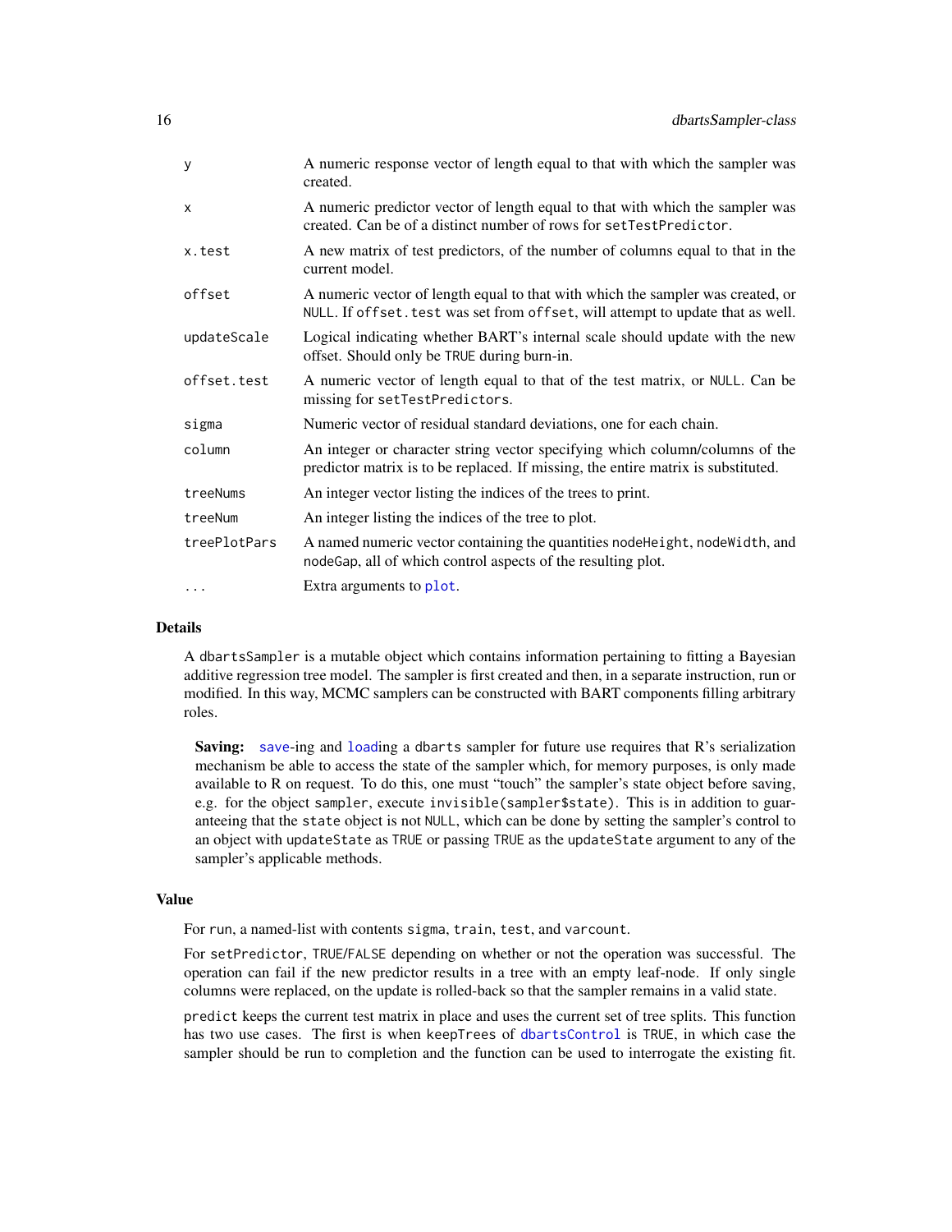| | |
|---|---|
| `y` | A numeric response vector of length equal to that with which the sampler was created. |
| `x` | A numeric predictor vector of length equal to that with which the sampler was created. Can be of a distinct number of rows for `setTestPredictor`. |
| `x.test` | A new matrix of test predictors, of the number of columns equal to that in the current model. |
| `offset` | A numeric vector of length equal to that with which the sampler was created, or `NULL`. If `offset.test` was set from `offset`, will attempt to update that as well. |
| `updateScale` | Logical indicating whether BART's internal scale should update with the new offset. Should only be `TRUE` during burn-in. |
| `offset.test` | A numeric vector of length equal to that of the test matrix, or `NULL`. Can be missing for `setTestPredictors`. |
| `sigma` | Numeric vector of residual standard deviations, one for each chain. |
| `column` | An integer or character string vector specifying which column/columns of the predictor matrix is to be replaced. If missing, the entire matrix is substituted. |
| `treeNums` | An integer vector listing the indices of the trees to print. |
| `treeNum` | An integer listing the indices of the tree to plot. |
| `treePlotPars` | A named numeric vector containing the quantities `nodeHeight`, `nodeWidth`, and `nodeGap`, all of which control aspects of the resulting plot. |
| `...` | Extra arguments to `plot`. |

## Details

A `dbartsSampler` is a mutable object which contains information pertaining to fitting a Bayesian additive regression tree model. The sampler is first created and then, in a separate instruction, run or modified. In this way, MCMC samplers can be constructed with BART components filling arbitrary roles.

**Saving:** `save`-ing and `load`ing a `dbarts` sampler for future use requires that R's serialization mechanism be able to access the state of the sampler which, for memory purposes, is only made available to R on request. To do this, one must "touch" the sampler's state object before saving, e.g. for the object `sampler`, execute `invisible(sampler$state)`. This is in addition to guaranteeing that the `state` object is not `NULL`, which can be done by setting the sampler's control to an object with `updateState` as `TRUE` or passing `TRUE` as the `updateState` argument to any of the sampler's applicable methods.

## Value

For `run`, a named-list with contents `sigma`, `train`, `test`, and `varcount`.

For `setPredictor`, `TRUE`/`FALSE` depending on whether or not the operation was successful. The operation can fail if the new predictor results in a tree with an empty leaf-node. If only single columns were replaced, on the update is rolled-back so that the sampler remains in a valid state.

`predict` keeps the current test matrix in place and uses the current set of tree splits. This function has two use cases. The first is when `keepTrees` of `dbartsControl` is `TRUE`, in which case the sampler should be run to completion and the function can be used to interrogate the existing fit.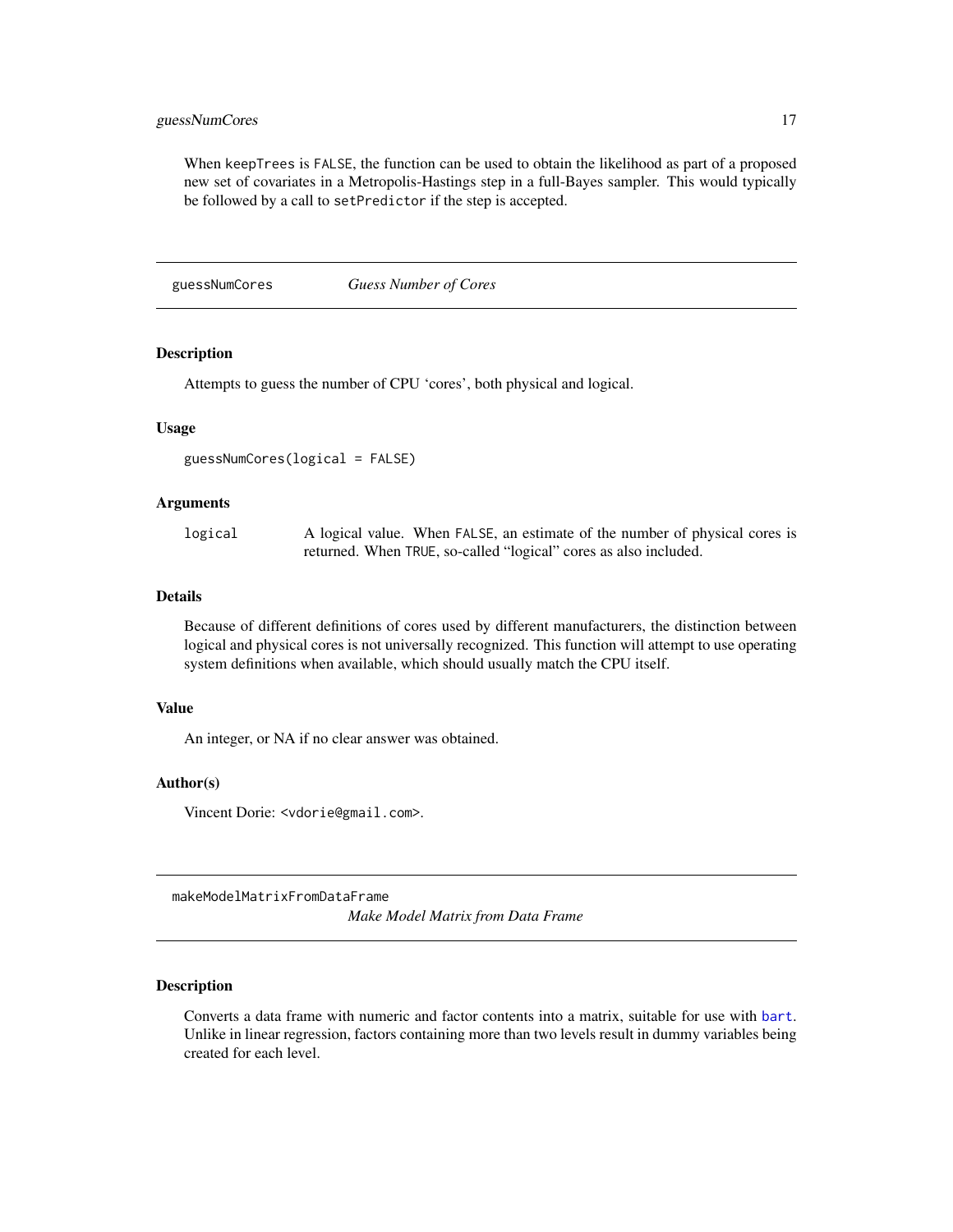When keepTrees is FALSE, the function can be used to obtain the likelihood as part of a proposed new set of covariates in a Metropolis-Hastings step in a full-Bayes sampler. This would typically be followed by a call to setPredictor if the step is accepted.

---

## guessNumCores — *Guess Number of Cores*

### Description

Attempts to guess the number of CPU 'cores', both physical and logical.

### Usage

```
guessNumCores(logical = FALSE)
```

### Arguments

| | |
|---|---|
| logical | A logical value. When FALSE, an estimate of the number of physical cores is returned. When TRUE, so-called "logical" cores as also included. |

### Details

Because of different definitions of cores used by different manufacturers, the distinction between logical and physical cores is not universally recognized. This function will attempt to use operating system definitions when available, which should usually match the CPU itself.

### Value

An integer, or NA if no clear answer was obtained.

### Author(s)

Vincent Dorie: <vdorie@gmail.com>.

---

## makeModelMatrixFromDataFrame — *Make Model Matrix from Data Frame*

### Description

Converts a data frame with numeric and factor contents into a matrix, suitable for use with bart. Unlike in linear regression, factors containing more than two levels result in dummy variables being created for each level.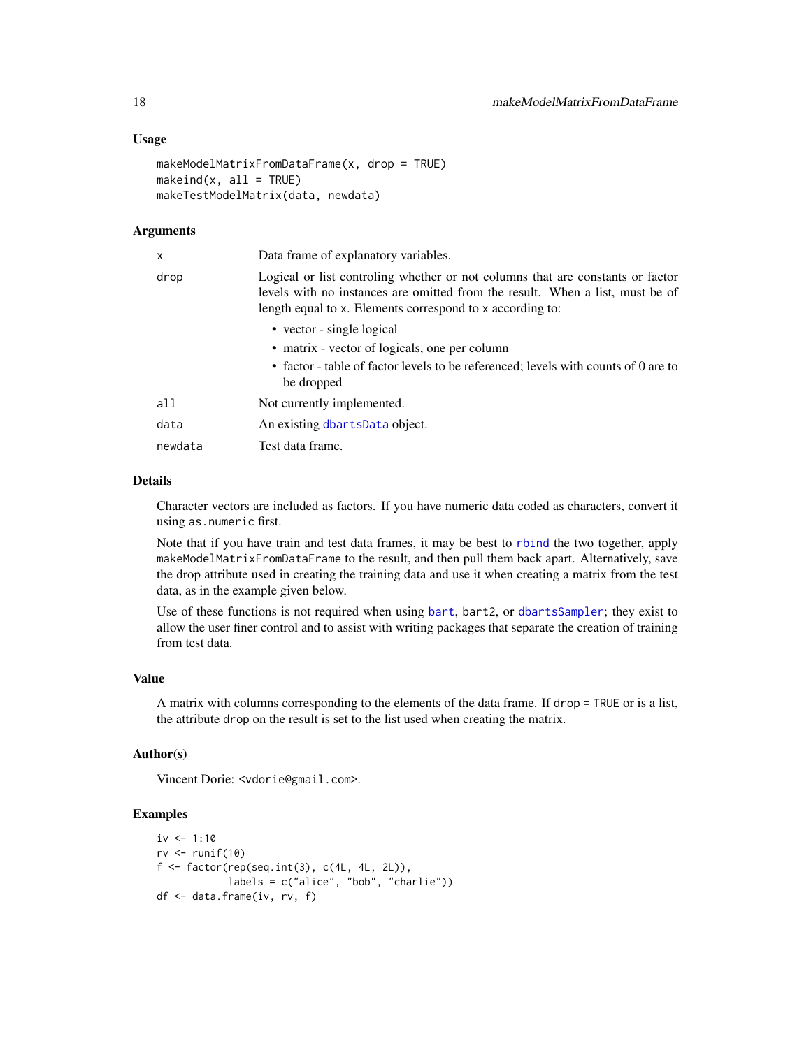### Usage

```
makeModelMatrixFromDataFrame(x, drop = TRUE)
makeind(x, all = TRUE)
makeTestModelMatrix(data, newdata)
```

### Arguments

| | |
|---|---|
| x | Data frame of explanatory variables. |
| drop | Logical or list controling whether or not columns that are constants or factor levels with no instances are omitted from the result. When a list, must be of length equal to x. Elements correspond to x according to:<br>• vector - single logical<br>• matrix - vector of logicals, one per column<br>• factor - table of factor levels to be referenced; levels with counts of 0 are to be dropped |
| all | Not currently implemented. |
| data | An existing dbartsData object. |
| newdata | Test data frame. |

### Details

Character vectors are included as factors. If you have numeric data coded as characters, convert it using `as.numeric` first.

Note that if you have train and test data frames, it may be best to rbind the two together, apply `makeModelMatrixFromDataFrame` to the result, and then pull them back apart. Alternatively, save the drop attribute used in creating the training data and use it when creating a matrix from the test data, as in the example given below.

Use of these functions is not required when using bart, bart2, or dbartsSampler; they exist to allow the user finer control and to assist with writing packages that separate the creation of training from test data.

### Value

A matrix with columns corresponding to the elements of the data frame. If `drop = TRUE` or is a list, the attribute `drop` on the result is set to the list used when creating the matrix.

### Author(s)

Vincent Dorie: <vdorie@gmail.com>.

### Examples

```
iv <- 1:10
rv <- runif(10)
f <- factor(rep(seq.int(3), c(4L, 4L, 2L)),
            labels = c("alice", "bob", "charlie"))
df <- data.frame(iv, rv, f)
```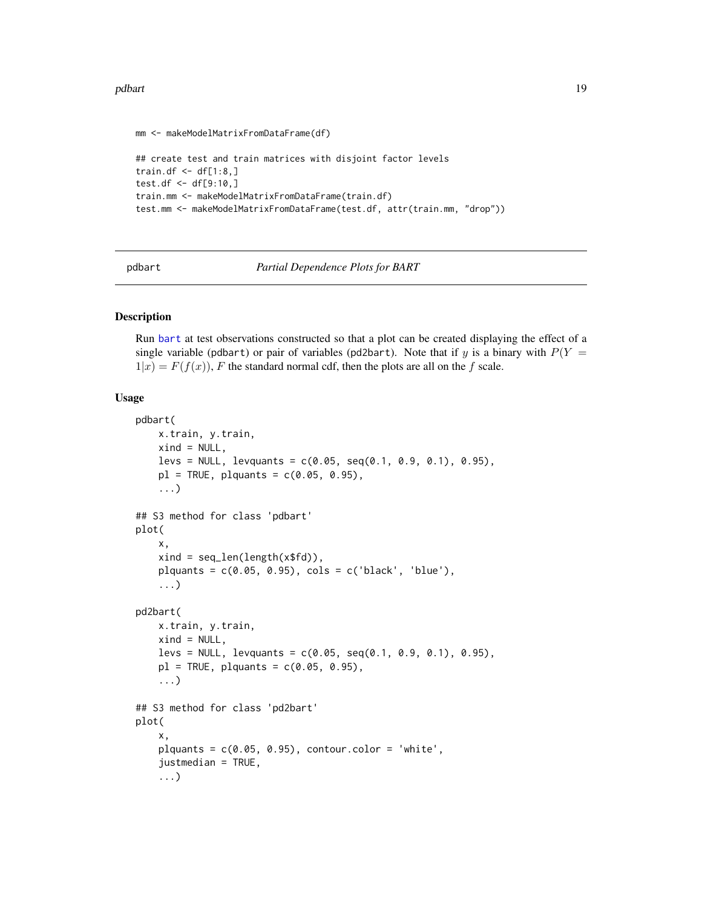```
mm <- makeModelMatrixFromDataFrame(df)

## create test and train matrices with disjoint factor levels
train.df <- df[1:8,]
test.df <- df[9:10,]
train.mm <- makeModelMatrixFromDataFrame(train.df)
test.mm <- makeModelMatrixFromDataFrame(test.df, attr(train.mm, "drop"))
```

---

## pdbart — *Partial Dependence Plots for BART*

### Description

Run bart at test observations constructed so that a plot can be created displaying the effect of a single variable (pdbart) or pair of variables (pd2bart). Note that if $y$ is a binary with $P(Y = 1|x) = F(f(x))$, $F$ the standard normal cdf, then the plots are all on the $f$ scale.

### Usage

```
pdbart(
    x.train, y.train,
    xind = NULL,
    levs = NULL, levquants = c(0.05, seq(0.1, 0.9, 0.1), 0.95),
    pl = TRUE, plquants = c(0.05, 0.95),
    ...)

## S3 method for class 'pdbart'
plot(
    x,
    xind = seq_len(length(x$fd)),
    plquants = c(0.05, 0.95), cols = c('black', 'blue'),
    ...)

pd2bart(
    x.train, y.train,
    xind = NULL,
    levs = NULL, levquants = c(0.05, seq(0.1, 0.9, 0.1), 0.95),
    pl = TRUE, plquants = c(0.05, 0.95),
    ...)

## S3 method for class 'pd2bart'
plot(
    x,
    plquants = c(0.05, 0.95), contour.color = 'white',
    justmedian = TRUE,
    ...)
```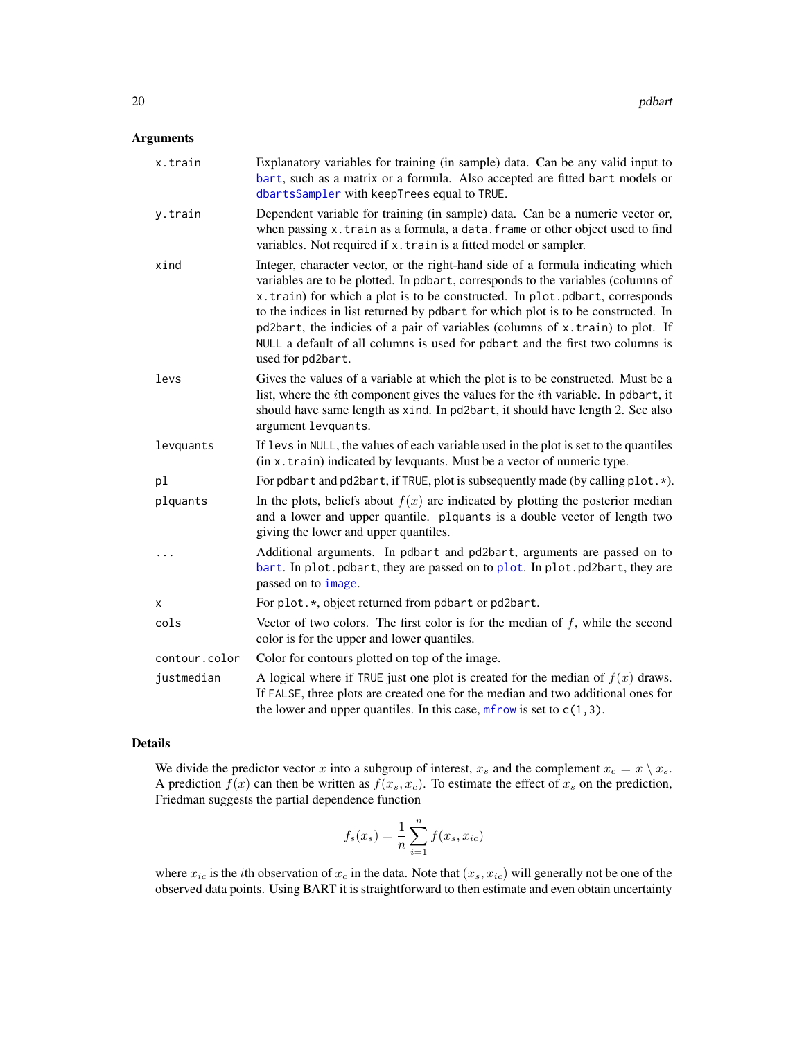## Arguments

| | |
|---|---|
| x.train | Explanatory variables for training (in sample) data. Can be any valid input to bart, such as a matrix or a formula. Also accepted are fitted bart models or dbartsSampler with keepTrees equal to TRUE. |
| y.train | Dependent variable for training (in sample) data. Can be a numeric vector or, when passing x.train as a formula, a data.frame or other object used to find variables. Not required if x.train is a fitted model or sampler. |
| xind | Integer, character vector, or the right-hand side of a formula indicating which variables are to be plotted. In pdbart, corresponds to the variables (columns of x.train) for which a plot is to be constructed. In plot.pdbart, corresponds to the indices in list returned by pdbart for which plot is to be constructed. In pd2bart, the indicies of a pair of variables (columns of x.train) to plot. If NULL a default of all columns is used for pdbart and the first two columns is used for pd2bart. |
| levs | Gives the values of a variable at which the plot is to be constructed. Must be a list, where the $i$th component gives the values for the $i$th variable. In pdbart, it should have same length as xind. In pd2bart, it should have length 2. See also argument levquants. |
| levquants | If levs in NULL, the values of each variable used in the plot is set to the quantiles (in x.train) indicated by levquants. Must be a vector of numeric type. |
| pl | For pdbart and pd2bart, if TRUE, plot is subsequently made (by calling plot.*). |
| plquants | In the plots, beliefs about $f(x)$ are indicated by plotting the posterior median and a lower and upper quantile. plquants is a double vector of length two giving the lower and upper quantiles. |
| ... | Additional arguments. In pdbart and pd2bart, arguments are passed on to bart. In plot.pdbart, they are passed on to plot. In plot.pd2bart, they are passed on to image. |
| x | For plot.*, object returned from pdbart or pd2bart. |
| cols | Vector of two colors. The first color is for the median of $f$, while the second color is for the upper and lower quantiles. |
| contour.color | Color for contours plotted on top of the image. |
| justmedian | A logical where if TRUE just one plot is created for the median of $f(x)$ draws. If FALSE, three plots are created one for the median and two additional ones for the lower and upper quantiles. In this case, mfrow is set to c(1,3). |

## Details

We divide the predictor vector $x$ into a subgroup of interest, $x_s$ and the complement $x_c = x \setminus x_s$. A prediction $f(x)$ can then be written as $f(x_s, x_c)$. To estimate the effect of $x_s$ on the prediction, Friedman suggests the partial dependence function

$$f_s(x_s) = \frac{1}{n} \sum_{i=1}^{n} f(x_s, x_{ic})$$

where $x_{ic}$ is the $i$th observation of $x_c$ in the data. Note that $(x_s, x_{ic})$ will generally not be one of the observed data points. Using BART it is straightforward to then estimate and even obtain uncertainty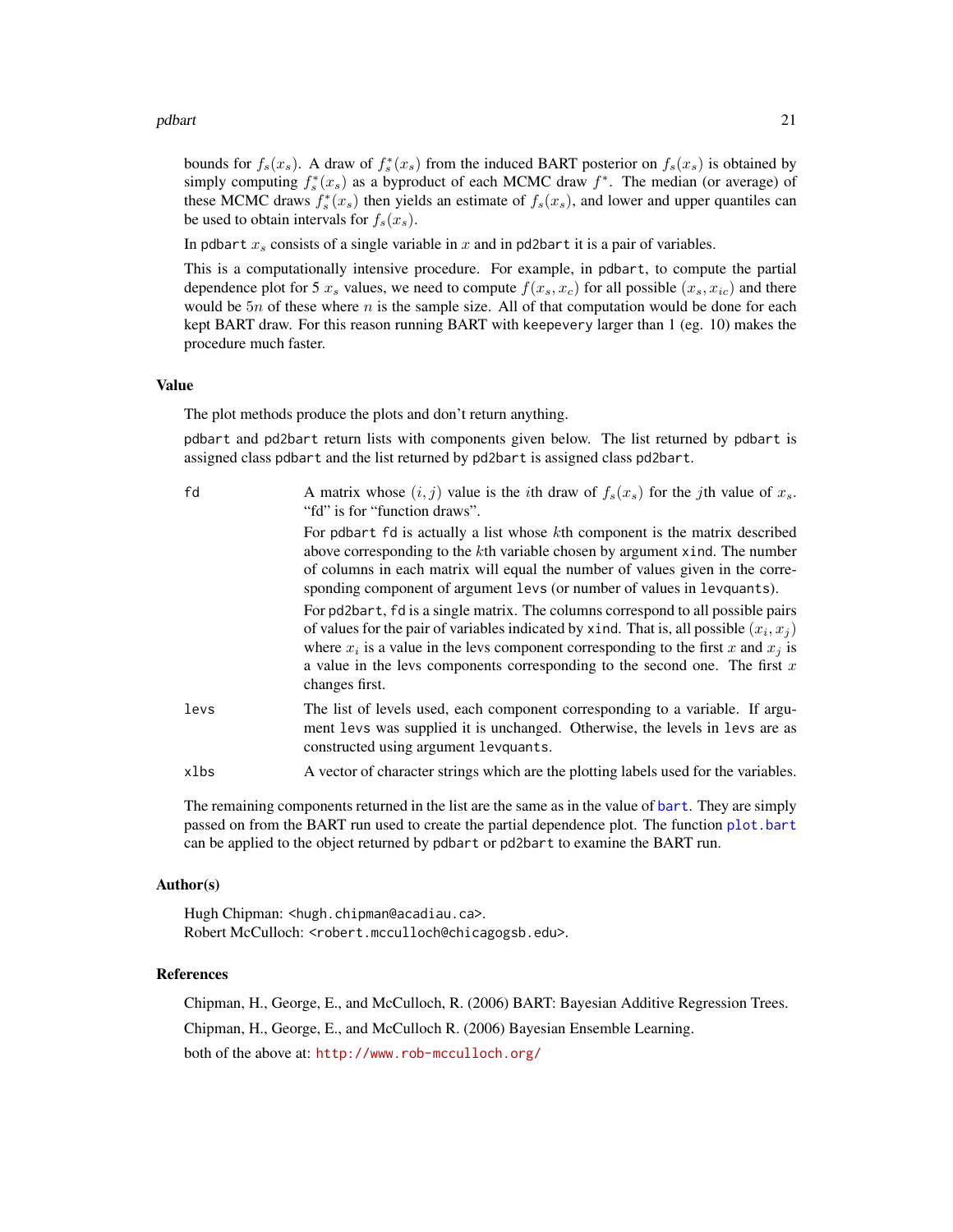bounds for $f_s(x_s)$. A draw of $f_s^*(x_s)$ from the induced BART posterior on $f_s(x_s)$ is obtained by simply computing $f_s^*(x_s)$ as a byproduct of each MCMC draw $f^*$. The median (or average) of these MCMC draws $f_s^*(x_s)$ then yields an estimate of $f_s(x_s)$, and lower and upper quantiles can be used to obtain intervals for $f_s(x_s)$.

In `pdbart` $x_s$ consists of a single variable in $x$ and in `pd2bart` it is a pair of variables.

This is a computationally intensive procedure. For example, in `pdbart`, to compute the partial dependence plot for 5 $x_s$ values, we need to compute $f(x_s, x_c)$ for all possible $(x_s, x_{ic})$ and there would be $5n$ of these where $n$ is the sample size. All of that computation would be done for each kept BART draw. For this reason running BART with `keepevery` larger than 1 (eg. 10) makes the procedure much faster.

## Value

The plot methods produce the plots and don't return anything.

`pdbart` and `pd2bart` return lists with components given below. The list returned by `pdbart` is assigned class `pdbart` and the list returned by `pd2bart` is assigned class `pd2bart`.

`fd`
: A matrix whose $(i, j)$ value is the $i$th draw of $f_s(x_s)$ for the $j$th value of $x_s$. "fd" is for "function draws".

  For `pdbart` `fd` is actually a list whose $k$th component is the matrix described above corresponding to the $k$th variable chosen by argument `xind`. The number of columns in each matrix will equal the number of values given in the corresponding component of argument `levs` (or number of values in `levquants`).

  For `pd2bart`, `fd` is a single matrix. The columns correspond to all possible pairs of values for the pair of variables indicated by `xind`. That is, all possible $(x_i, x_j)$ where $x_i$ is a value in the levs component corresponding to the first $x$ and $x_j$ is a value in the levs components corresponding to the second one. The first $x$ changes first.

`levs`
: The list of levels used, each component corresponding to a variable. If argument `levs` was supplied it is unchanged. Otherwise, the levels in `levs` are as constructed using argument `levquants`.

`xlbs`
: A vector of character strings which are the plotting labels used for the variables.

The remaining components returned in the list are the same as in the value of `bart`. They are simply passed on from the BART run used to create the partial dependence plot. The function `plot.bart` can be applied to the object returned by `pdbart` or `pd2bart` to examine the BART run.

## Author(s)

Hugh Chipman: <hugh.chipman@acadiau.ca>.
Robert McCulloch: <robert.mcculloch@chicagogsb.edu>.

## References

Chipman, H., George, E., and McCulloch, R. (2006) BART: Bayesian Additive Regression Trees.

Chipman, H., George, E., and McCulloch R. (2006) Bayesian Ensemble Learning.

both of the above at: http://www.rob-mcculloch.org/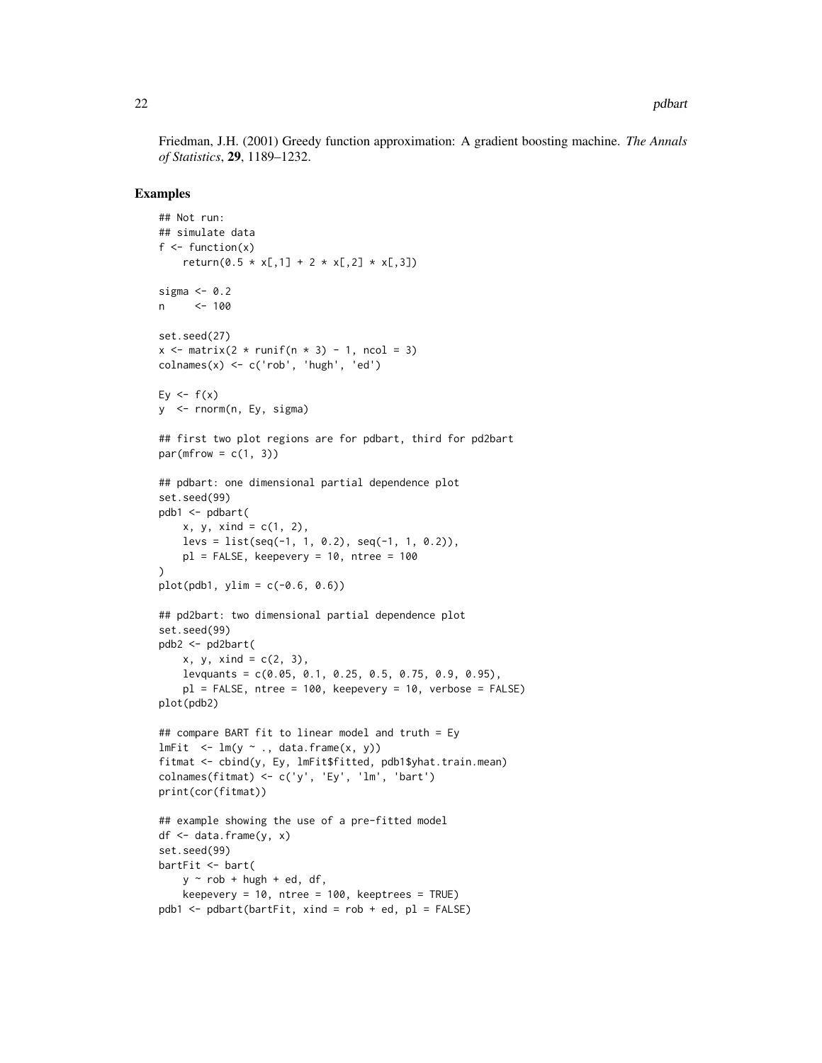Friedman, J.H. (2001) Greedy function approximation: A gradient boosting machine. *The Annals of Statistics*, **29**, 1189–1232.

## Examples

```
## Not run:
## simulate data
f <- function(x)
    return(0.5 * x[,1] + 2 * x[,2] * x[,3])

sigma <- 0.2
n     <- 100

set.seed(27)
x <- matrix(2 * runif(n * 3) - 1, ncol = 3)
colnames(x) <- c('rob', 'hugh', 'ed')

Ey <- f(x)
y  <- rnorm(n, Ey, sigma)

## first two plot regions are for pdbart, third for pd2bart
par(mfrow = c(1, 3))

## pdbart: one dimensional partial dependence plot
set.seed(99)
pdb1 <- pdbart(
    x, y, xind = c(1, 2),
    levs = list(seq(-1, 1, 0.2), seq(-1, 1, 0.2)),
    pl = FALSE, keepevery = 10, ntree = 100
)
plot(pdb1, ylim = c(-0.6, 0.6))

## pd2bart: two dimensional partial dependence plot
set.seed(99)
pdb2 <- pd2bart(
    x, y, xind = c(2, 3),
    levquants = c(0.05, 0.1, 0.25, 0.5, 0.75, 0.9, 0.95),
    pl = FALSE, ntree = 100, keepevery = 10, verbose = FALSE)
plot(pdb2)

## compare BART fit to linear model and truth = Ey
lmFit  <- lm(y ~ ., data.frame(x, y))
fitmat <- cbind(y, Ey, lmFit$fitted, pdb1$yhat.train.mean)
colnames(fitmat) <- c('y', 'Ey', 'lm', 'bart')
print(cor(fitmat))

## example showing the use of a pre-fitted model
df <- data.frame(y, x)
set.seed(99)
bartFit <- bart(
    y ~ rob + hugh + ed, df,
    keepevery = 10, ntree = 100, keeptrees = TRUE)
pdb1 <- pdbart(bartFit, xind = rob + ed, pl = FALSE)
```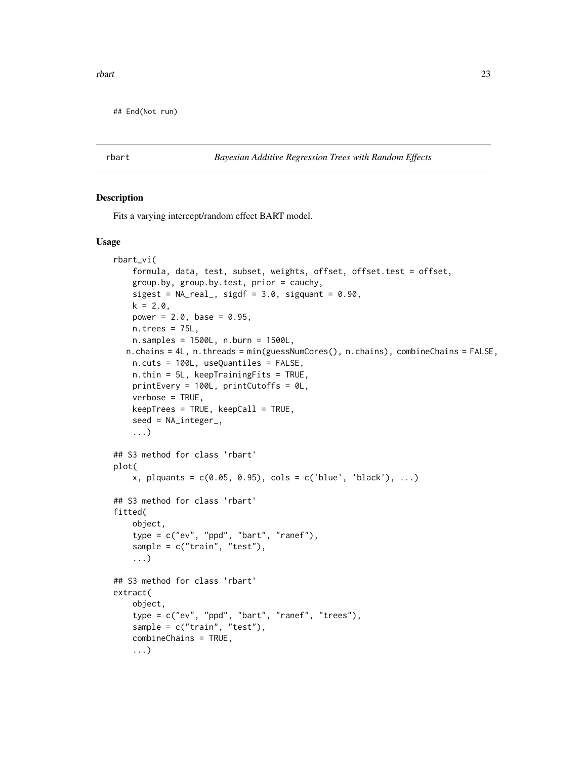```
## End(Not run)
```

---

rbart — *Bayesian Additive Regression Trees with Random Effects*

---

### Description

Fits a varying intercept/random effect BART model.

### Usage

```
rbart_vi(
    formula, data, test, subset, weights, offset, offset.test = offset,
    group.by, group.by.test, prior = cauchy,
    sigest = NA_real_, sigdf = 3.0, sigquant = 0.90,
    k = 2.0,
    power = 2.0, base = 0.95,
    n.trees = 75L,
    n.samples = 1500L, n.burn = 1500L,
   n.chains = 4L, n.threads = min(guessNumCores(), n.chains), combineChains = FALSE,
    n.cuts = 100L, useQuantiles = FALSE,
    n.thin = 5L, keepTrainingFits = TRUE,
    printEvery = 100L, printCutoffs = 0L,
    verbose = TRUE,
    keepTrees = TRUE, keepCall = TRUE,
    seed = NA_integer_,
    ...)

## S3 method for class 'rbart'
plot(
    x, plquants = c(0.05, 0.95), cols = c('blue', 'black'), ...)

## S3 method for class 'rbart'
fitted(
    object,
    type = c("ev", "ppd", "bart", "ranef"),
    sample = c("train", "test"),
    ...)

## S3 method for class 'rbart'
extract(
    object,
    type = c("ev", "ppd", "bart", "ranef", "trees"),
    sample = c("train", "test"),
    combineChains = TRUE,
    ...)
```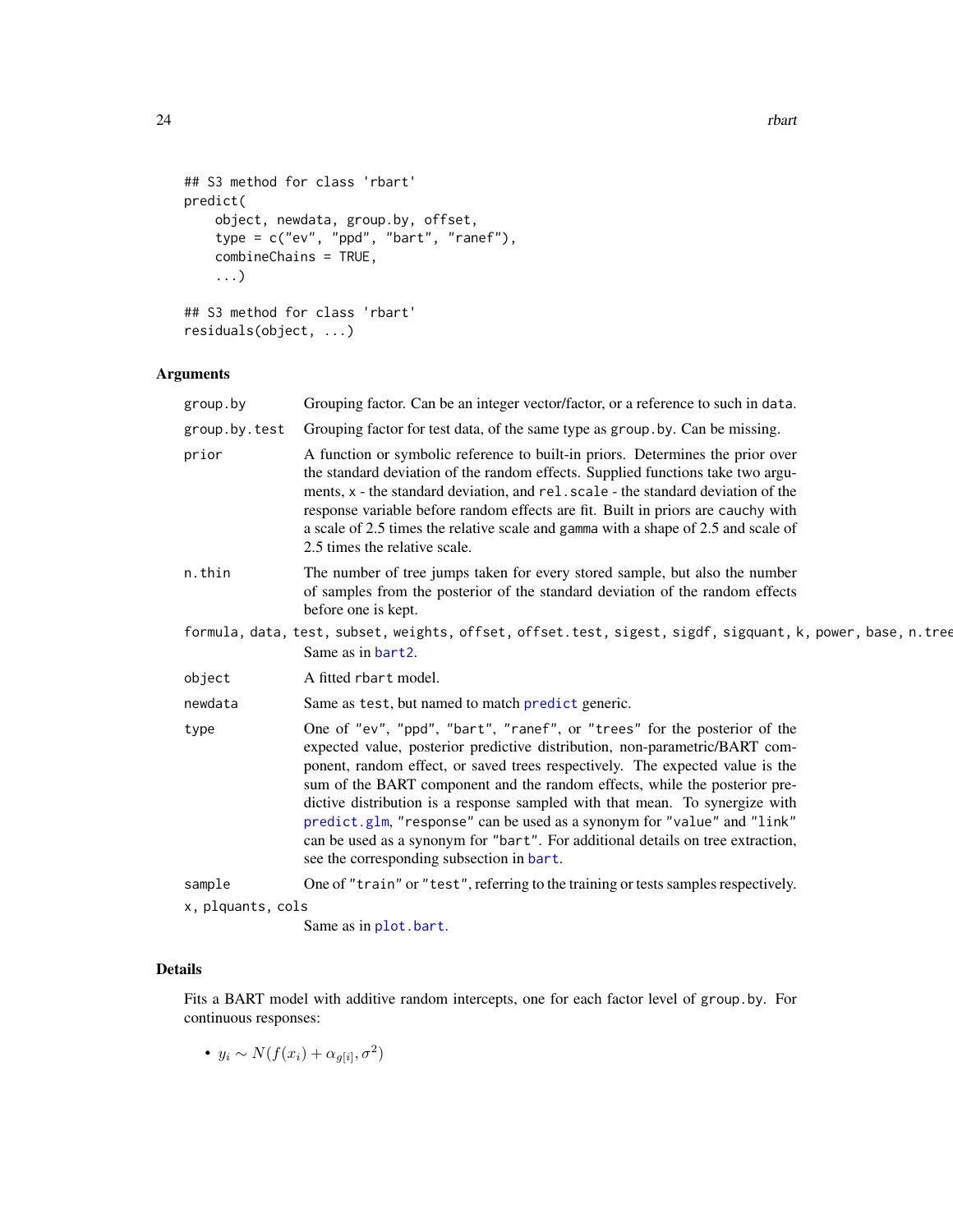```
## S3 method for class 'rbart'
predict(
    object, newdata, group.by, offset,
    type = c("ev", "ppd", "bart", "ranef"),
    combineChains = TRUE,
    ...)

## S3 method for class 'rbart'
residuals(object, ...)
```

## Arguments

| | |
|---|---|
| `group.by` | Grouping factor. Can be an integer vector/factor, or a reference to such in `data`. |
| `group.by.test` | Grouping factor for test data, of the same type as `group.by`. Can be missing. |
| `prior` | A function or symbolic reference to built-in priors. Determines the prior over the standard deviation of the random effects. Supplied functions take two arguments, `x` - the standard deviation, and `rel.scale` - the standard deviation of the response variable before random effects are fit. Built in priors are `cauchy` with a scale of 2.5 times the relative scale and `gamma` with a shape of 2.5 and scale of 2.5 times the relative scale. |
| `n.thin` | The number of tree jumps taken for every stored sample, but also the number of samples from the posterior of the standard deviation of the random effects before one is kept. |
| `formula, data, test, subset, weights, offset, offset.test, sigest, sigdf, sigquant, k, power, base, n.tree` | Same as in `bart2`. |
| `object` | A fitted `rbart` model. |
| `newdata` | Same as `test`, but named to match `predict` generic. |
| `type` | One of `"ev"`, `"ppd"`, `"bart"`, `"ranef"`, or `"trees"` for the posterior of the expected value, posterior predictive distribution, non-parametric/BART component, random effect, or saved trees respectively. The expected value is the sum of the BART component and the random effects, while the posterior predictive distribution is a response sampled with that mean. To synergize with `predict.glm`, `"response"` can be used as a synonym for `"value"` and `"link"` can be used as a synonym for `"bart"`. For additional details on tree extraction, see the corresponding subsection in `bart`. |
| `sample` | One of `"train"` or `"test"`, referring to the training or tests samples respectively. |
| `x, plquants, cols` | Same as in `plot.bart`. |

## Details

Fits a BART model with additive random intercepts, one for each factor level of `group.by`. For continuous responses:

- $y_i \sim N(f(x_i) + \alpha_{g[i]}, \sigma^2)$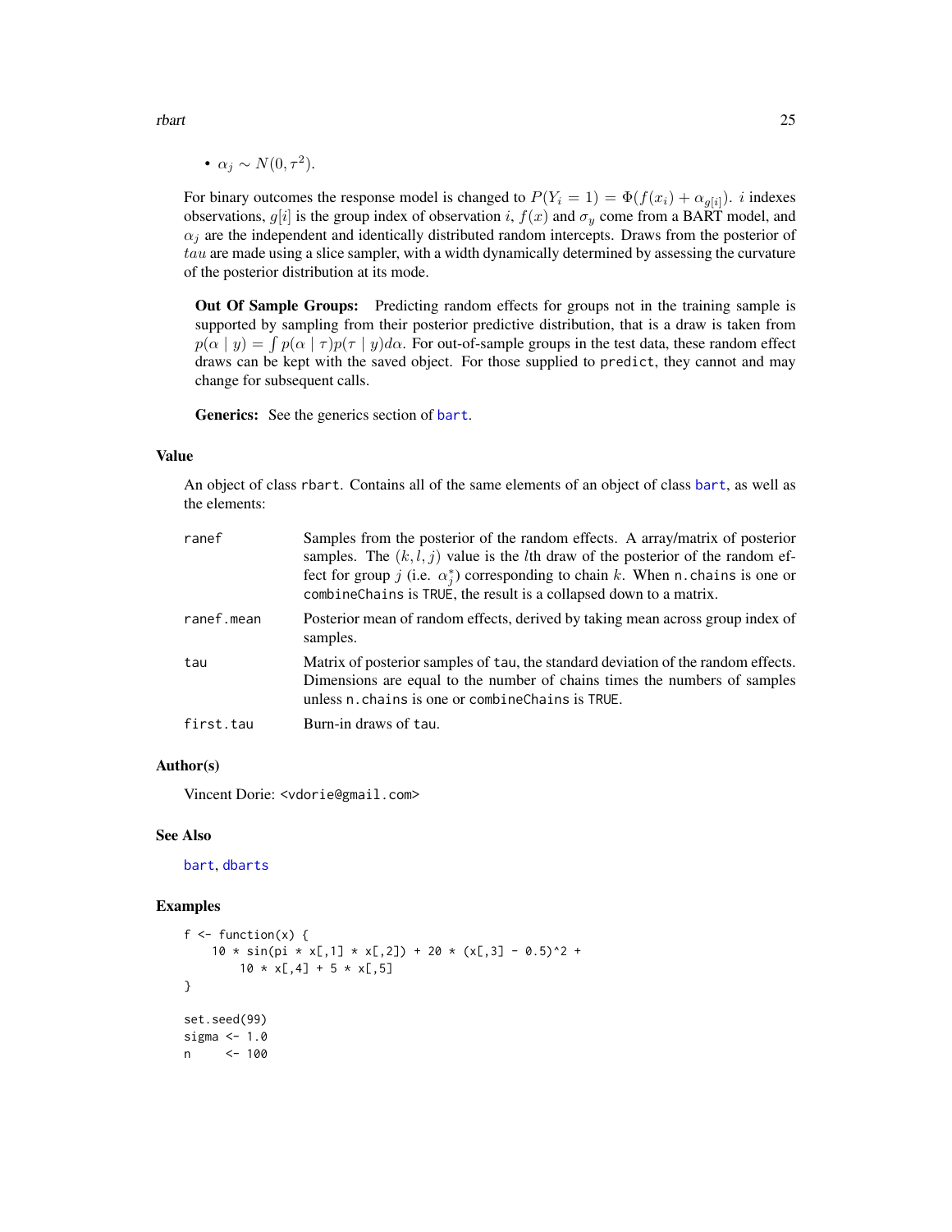- $\alpha_j \sim N(0, \tau^2)$.

For binary outcomes the response model is changed to $P(Y_i = 1) = \Phi(f(x_i) + \alpha_{g[i]})$. $i$ indexes observations, $g[i]$ is the group index of observation $i$, $f(x)$ and $\sigma_y$ come from a BART model, and $\alpha_j$ are the independent and identically distributed random intercepts. Draws from the posterior of $tau$ are made using a slice sampler, with a width dynamically determined by assessing the curvature of the posterior distribution at its mode.

**Out Of Sample Groups:** Predicting random effects for groups not in the training sample is supported by sampling from their posterior predictive distribution, that is a draw is taken from $p(\alpha \mid y) = \int p(\alpha \mid \tau) p(\tau \mid y) d\alpha$. For out-of-sample groups in the test data, these random effect draws can be kept with the saved object. For those supplied to `predict`, they cannot and may change for subsequent calls.

**Generics:** See the generics section of `bart`.

### Value

An object of class `rbart`. Contains all of the same elements of an object of class `bart`, as well as the elements:

| | |
|---|---|
| `ranef` | Samples from the posterior of the random effects. A array/matrix of posterior samples. The $(k, l, j)$ value is the $l$th draw of the posterior of the random effect for group $j$ (i.e. $\alpha^*_j$) corresponding to chain $k$. When `n.chains` is one or `combineChains` is `TRUE`, the result is a collapsed down to a matrix. |
| `ranef.mean` | Posterior mean of random effects, derived by taking mean across group index of samples. |
| `tau` | Matrix of posterior samples of `tau`, the standard deviation of the random effects. Dimensions are equal to the number of chains times the numbers of samples unless `n.chains` is one or `combineChains` is `TRUE`. |
| `first.tau` | Burn-in draws of `tau`. |

### Author(s)

Vincent Dorie: <vdorie@gmail.com>

### See Also

`bart`, `dbarts`

### Examples

```
f <- function(x) {
    10 * sin(pi * x[,1] * x[,2]) + 20 * (x[,3] - 0.5)^2 +
        10 * x[,4] + 5 * x[,5]
}

set.seed(99)
sigma <- 1.0
n     <- 100
```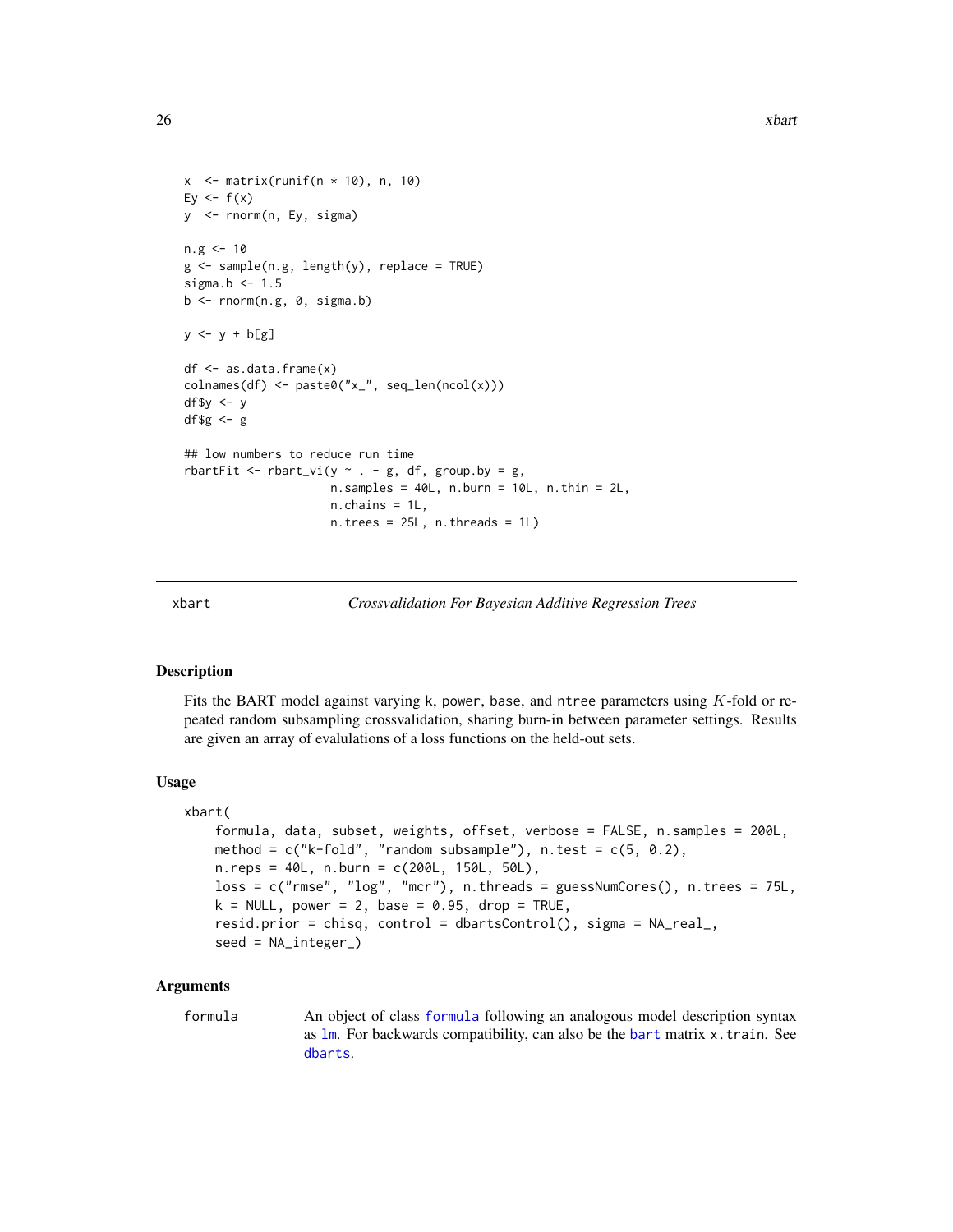```
x  <- matrix(runif(n * 10), n, 10)
Ey <- f(x)
y  <- rnorm(n, Ey, sigma)

n.g <- 10
g <- sample(n.g, length(y), replace = TRUE)
sigma.b <- 1.5
b <- rnorm(n.g, 0, sigma.b)

y <- y + b[g]

df <- as.data.frame(x)
colnames(df) <- paste0("x_", seq_len(ncol(x)))
df$y <- y
df$g <- g

## low numbers to reduce run time
rbartFit <- rbart_vi(y ~ . - g, df, group.by = g,
                     n.samples = 40L, n.burn = 10L, n.thin = 2L,
                     n.chains = 1L,
                     n.trees = 25L, n.threads = 1L)
```

---

## xbart — *Crossvalidation For Bayesian Additive Regression Trees*

### Description

Fits the BART model against varying k, power, base, and ntree parameters using $K$-fold or repeated random subsampling crossvalidation, sharing burn-in between parameter settings. Results are given an array of evalulations of a loss functions on the held-out sets.

### Usage

```
xbart(
    formula, data, subset, weights, offset, verbose = FALSE, n.samples = 200L,
    method = c("k-fold", "random subsample"), n.test = c(5, 0.2),
    n.reps = 40L, n.burn = c(200L, 150L, 50L),
    loss = c("rmse", "log", "mcr"), n.threads = guessNumCores(), n.trees = 75L,
    k = NULL, power = 2, base = 0.95, drop = TRUE,
    resid.prior = chisq, control = dbartsControl(), sigma = NA_real_,
    seed = NA_integer_)
```

### Arguments

formula — An object of class formula following an analogous model description syntax as lm. For backwards compatibility, can also be the bart matrix x.train. See dbarts.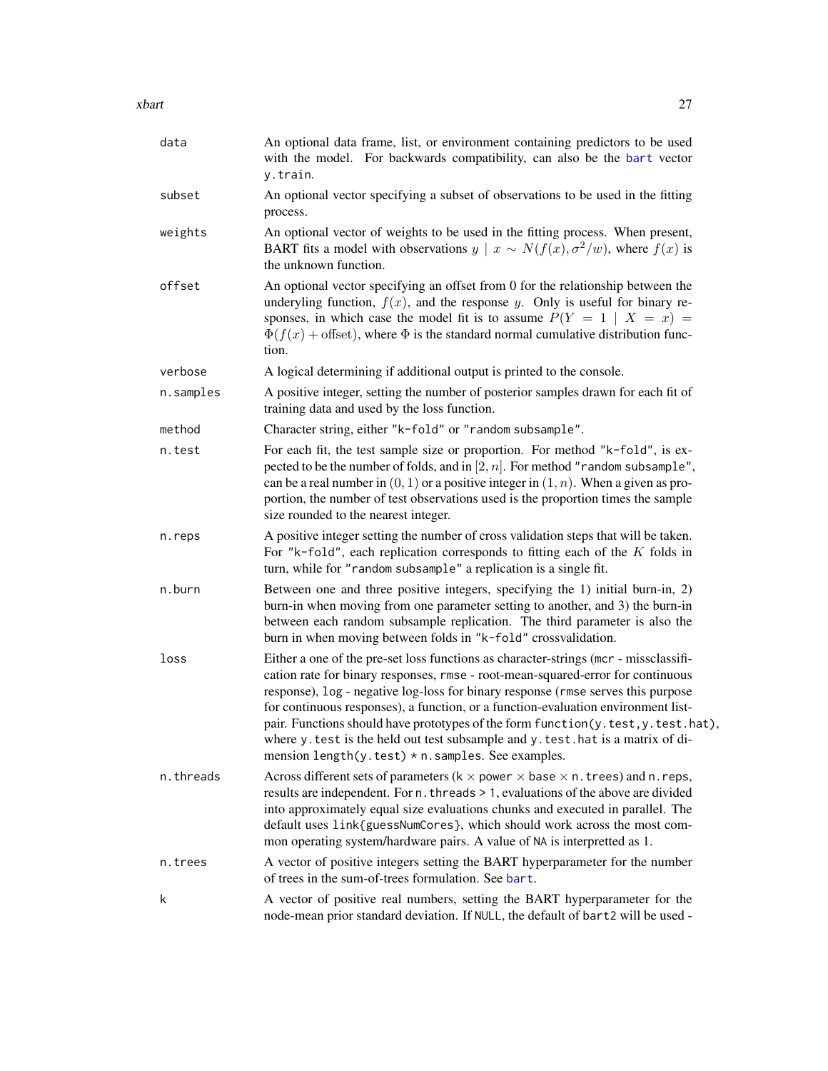| | |
|---|---|
| `data` | An optional data frame, list, or environment containing predictors to be used with the model. For backwards compatibility, can also be the `bart` vector `y.train`. |
| `subset` | An optional vector specifying a subset of observations to be used in the fitting process. |
| `weights` | An optional vector of weights to be used in the fitting process. When present, BART fits a model with observations $y \mid x \sim N(f(x), \sigma^2/w)$, where $f(x)$ is the unknown function. |
| `offset` | An optional vector specifying an offset from 0 for the relationship between the underyling function, $f(x)$, and the response $y$. Only is useful for binary responses, in which case the model fit is to assume $P(Y = 1 \mid X = x) = \Phi(f(x) + \text{offset})$, where $\Phi$ is the standard normal cumulative distribution function. |
| `verbose` | A logical determining if additional output is printed to the console. |
| `n.samples` | A positive integer, setting the number of posterior samples drawn for each fit of training data and used by the loss function. |
| `method` | Character string, either `"k-fold"` or `"random subsample"`. |
| `n.test` | For each fit, the test sample size or proportion. For method `"k-fold"`, is expected to be the number of folds, and in $[2, n]$. For method `"random subsample"`, can be a real number in $(0, 1)$ or a positive integer in $(1, n)$. When a given as proportion, the number of test observations used is the proportion times the sample size rounded to the nearest integer. |
| `n.reps` | A positive integer setting the number of cross validation steps that will be taken. For `"k-fold"`, each replication corresponds to fitting each of the $K$ folds in turn, while for `"random subsample"` a replication is a single fit. |
| `n.burn` | Between one and three positive integers, specifying the 1) initial burn-in, 2) burn-in when moving from one parameter setting to another, and 3) the burn-in between each random subsample replication. The third parameter is also the burn in when moving between folds in `"k-fold"` crossvalidation. |
| `loss` | Either a one of the pre-set loss functions as character-strings (`mcr` - missclassification rate for binary responses, `rmse` - root-mean-squared-error for continuous response), `log` - negative log-loss for binary response (`rmse` serves this purpose for continuous responses), a function, or a function-evaluation environment list-pair. Functions should have prototypes of the form `function(y.test,y.test.hat)`, where `y.test` is the held out test subsample and `y.test.hat` is a matrix of dimension `length(y.test) * n.samples`. See examples. |
| `n.threads` | Across different sets of parameters (`k` $\times$ `power` $\times$ `base` $\times$ `n.trees`) and `n.reps`, results are independent. For `n.threads > 1`, evaluations of the above are divided into approximately equal size evaluations chunks and executed in parallel. The default uses `link{guessNumCores}`, which should work across the most common operating system/hardware pairs. A value of `NA` is interpretted as 1. |
| `n.trees` | A vector of positive integers setting the BART hyperparameter for the number of trees in the sum-of-trees formulation. See `bart`. |
| `k` | A vector of positive real numbers, setting the BART hyperparameter for the node-mean prior standard deviation. If `NULL`, the default of `bart2` will be used - |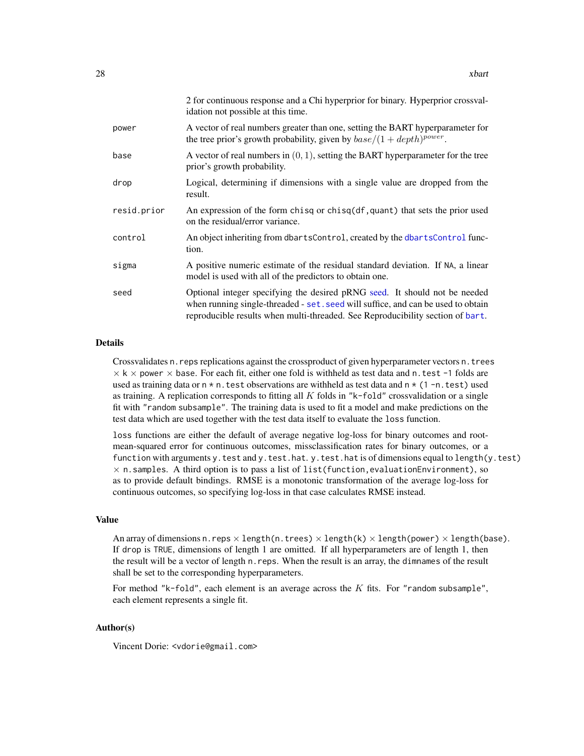| | |
|---|---|
| | 2 for continuous response and a Chi hyperprior for binary. Hyperprior crossvalidation not possible at this time. |
| power | A vector of real numbers greater than one, setting the BART hyperparameter for the tree prior's growth probability, given by $base/(1 + depth)^{power}$. |
| base | A vector of real numbers in $(0, 1)$, setting the BART hyperparameter for the tree prior's growth probability. |
| drop | Logical, determining if dimensions with a single value are dropped from the result. |
| resid.prior | An expression of the form `chisq` or `chisq(df,quant)` that sets the prior used on the residual/error variance. |
| control | An object inheriting from `dbartsControl`, created by the `dbartsControl` function. |
| sigma | A positive numeric estimate of the residual standard deviation. If `NA`, a linear model is used with all of the predictors to obtain one. |
| seed | Optional integer specifying the desired pRNG seed. It should not be needed when running single-threaded - `set.seed` will suffice, and can be used to obtain reproducible results when multi-threaded. See Reproducibility section of `bart`. |

## Details

Crossvalidates `n.reps` replications against the crossproduct of given hyperparameter vectors `n.trees` $\times$ `k` $\times$ `power` $\times$ `base`. For each fit, either one fold is withheld as test data and `n.test -1` folds are used as training data or `n * n.test` observations are withheld as test data and `n * (1 -n.test)` used as training. A replication corresponds to fitting all $K$ folds in `"k-fold"` crossvalidation or a single fit with `"random subsample"`. The training data is used to fit a model and make predictions on the test data which are used together with the test data itself to evaluate the `loss` function.

`loss` functions are either the default of average negative log-loss for binary outcomes and root-mean-squared error for continuous outcomes, missclassification rates for binary outcomes, or a `function` with arguments `y.test` and `y.test.hat`. `y.test.hat` is of dimensions equal to `length(y.test)` $\times$ `n.samples`. A third option is to pass a list of `list(function,evaluationEnvironment)`, so as to provide default bindings. RMSE is a monotonic transformation of the average log-loss for continuous outcomes, so specifying log-loss in that case calculates RMSE instead.

## Value

An array of dimensions `n.reps` $\times$ `length(n.trees)` $\times$ `length(k)` $\times$ `length(power)` $\times$ `length(base)`. If `drop` is `TRUE`, dimensions of length 1 are omitted. If all hyperparameters are of length 1, then the result will be a vector of length `n.reps`. When the result is an array, the `dimnames` of the result shall be set to the corresponding hyperparameters.

For method `"k-fold"`, each element is an average across the $K$ fits. For `"random subsample"`, each element represents a single fit.

## Author(s)

Vincent Dorie: <vdorie@gmail.com>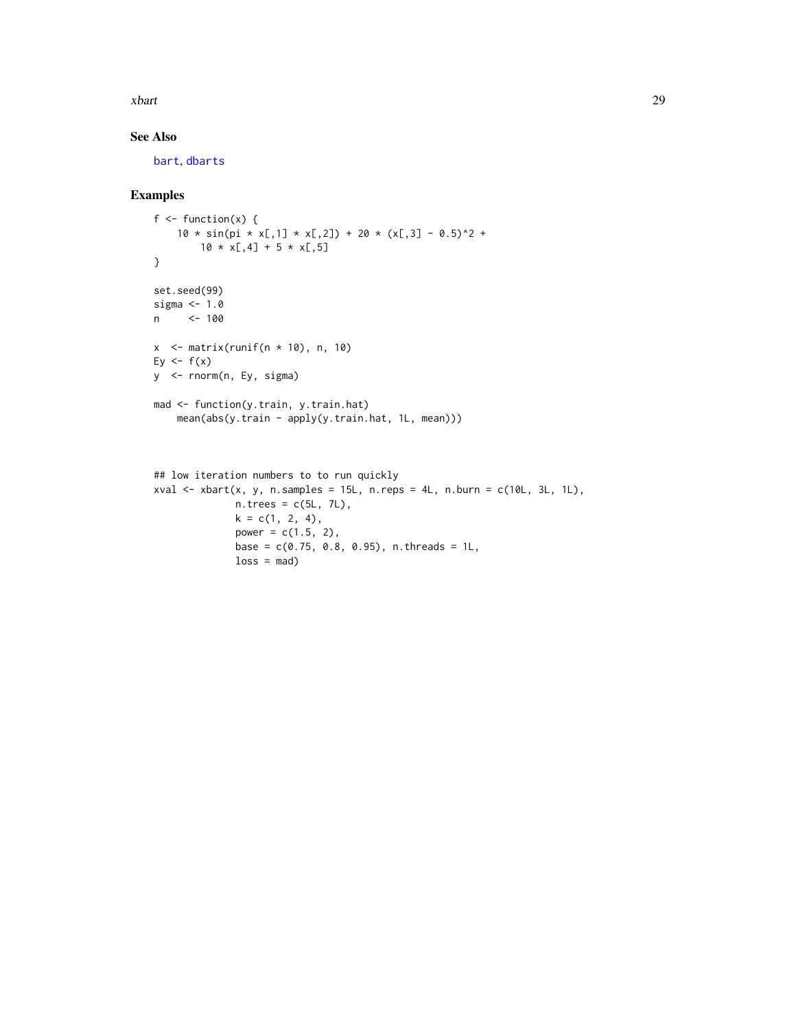## See Also

bart, dbarts

## Examples

```
f <- function(x) {
    10 * sin(pi * x[,1] * x[,2]) + 20 * (x[,3] - 0.5)^2 +
        10 * x[,4] + 5 * x[,5]
}

set.seed(99)
sigma <- 1.0
n     <- 100

x  <- matrix(runif(n * 10), n, 10)
Ey <- f(x)
y  <- rnorm(n, Ey, sigma)

mad <- function(y.train, y.train.hat)
    mean(abs(y.train - apply(y.train.hat, 1L, mean)))



## low iteration numbers to to run quickly
xval <- xbart(x, y, n.samples = 15L, n.reps = 4L, n.burn = c(10L, 3L, 1L),
              n.trees = c(5L, 7L),
              k = c(1, 2, 4),
              power = c(1.5, 2),
              base = c(0.75, 0.8, 0.95), n.threads = 1L,
              loss = mad)
```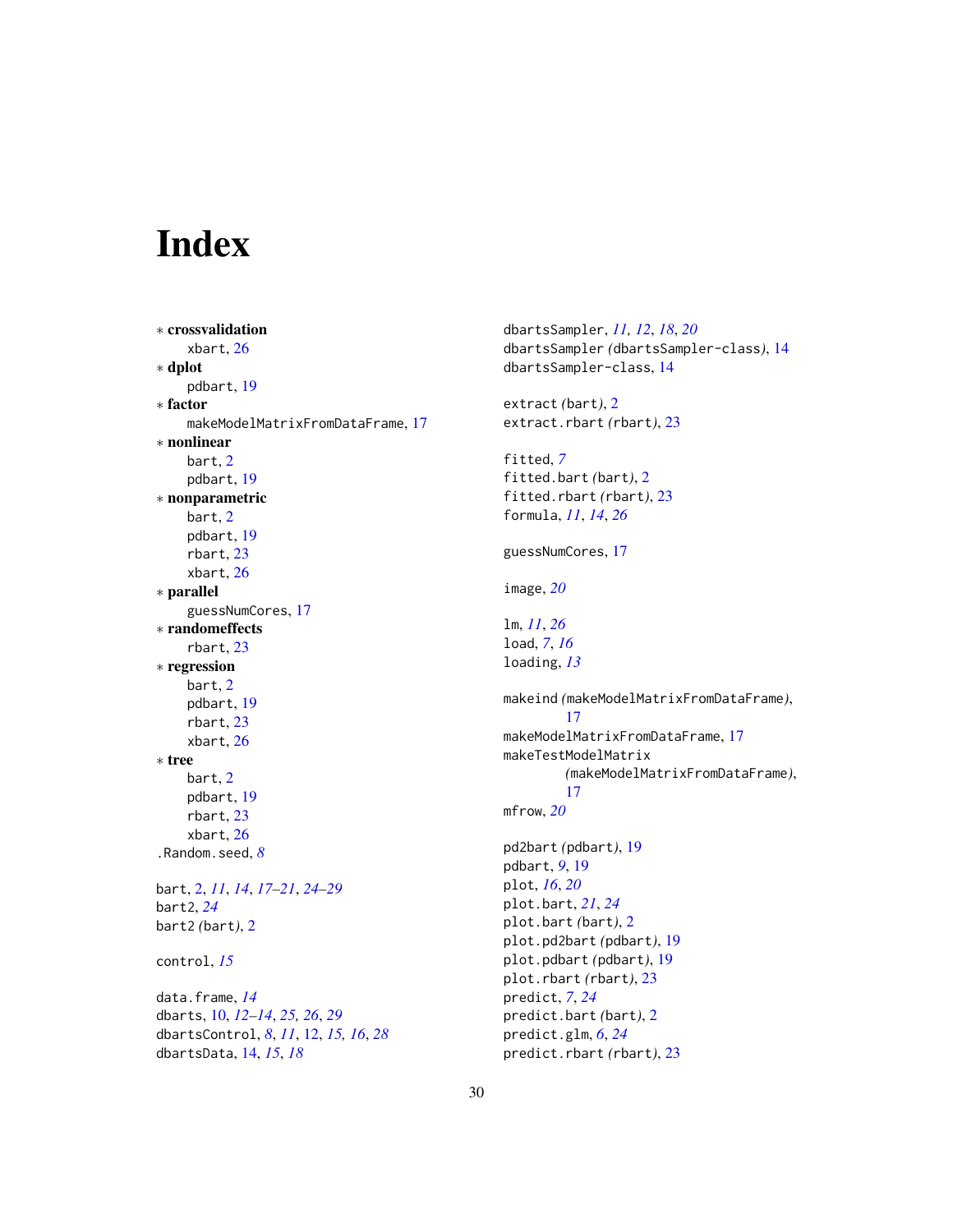# Index

∗ **crossvalidation**
    xbart, 26

∗ **dplot**
    pdbart, 19

∗ **factor**
    makeModelMatrixFromDataFrame, 17

∗ **nonlinear**
    bart, 2
    pdbart, 19

∗ **nonparametric**
    bart, 2
    pdbart, 19
    rbart, 23
    xbart, 26

∗ **parallel**
    guessNumCores, 17

∗ **randomeffects**
    rbart, 23

∗ **regression**
    bart, 2
    pdbart, 19
    rbart, 23
    xbart, 26

∗ **tree**
    bart, 2
    pdbart, 19
    rbart, 23
    xbart, 26

.Random.seed, *8*

bart, 2, *11*, *14*, *17–21*, *24–29*
bart2, *24*
bart2 *(*bart*)*, 2

control, *15*

data.frame, *14*
dbarts, 10, *12–14*, *25*, *26*, *29*
dbartsControl, *8*, *11*, 12, *15*, *16*, *28*
dbartsData, 14, *15*, *18*
dbartsSampler, *11*, *12*, *18*, *20*
dbartsSampler *(*dbartsSampler-class*)*, 14
dbartsSampler-class, 14

extract *(*bart*)*, 2
extract.rbart *(*rbart*)*, 23

fitted, *7*
fitted.bart *(*bart*)*, 2
fitted.rbart *(*rbart*)*, 23
formula, *11*, *14*, *26*

guessNumCores, 17

image, *20*

lm, *11*, *26*
load, *7*, *16*
loading, *13*

makeind *(*makeModelMatrixFromDataFrame*)*, 17
makeModelMatrixFromDataFrame, 17
makeTestModelMatrix *(*makeModelMatrixFromDataFrame*)*, 17
mfrow, *20*

pd2bart *(*pdbart*)*, 19
pdbart, *9*, 19
plot, *16*, *20*
plot.bart, *21*, *24*
plot.bart *(*bart*)*, 2
plot.pd2bart *(*pdbart*)*, 19
plot.pdbart *(*pdbart*)*, 19
plot.rbart *(*rbart*)*, 23
predict, *7*, *24*
predict.bart *(*bart*)*, 2
predict.glm, *6*, *24*
predict.rbart *(*rbart*)*, 23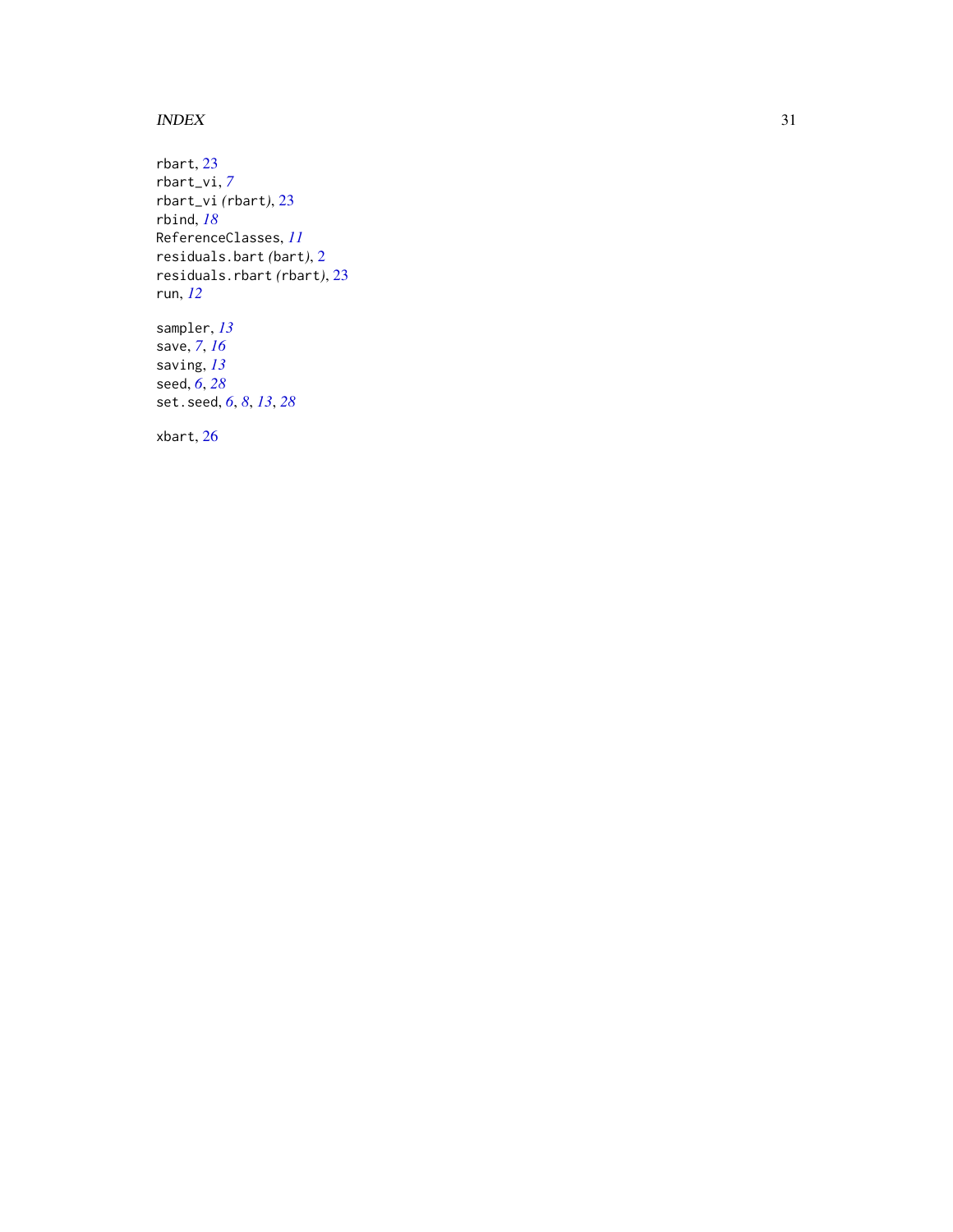rbart, 23
rbart_vi, *7*
rbart_vi *(*rbart*)*, 23
rbind, *18*
ReferenceClasses, *11*
residuals.bart *(*bart*)*, 2
residuals.rbart *(*rbart*)*, 23
run, *12*

sampler, *13*
save, *7*, *16*
saving, *13*
seed, *6*, *28*
set.seed, *6*, *8*, *13*, *28*

xbart, 26